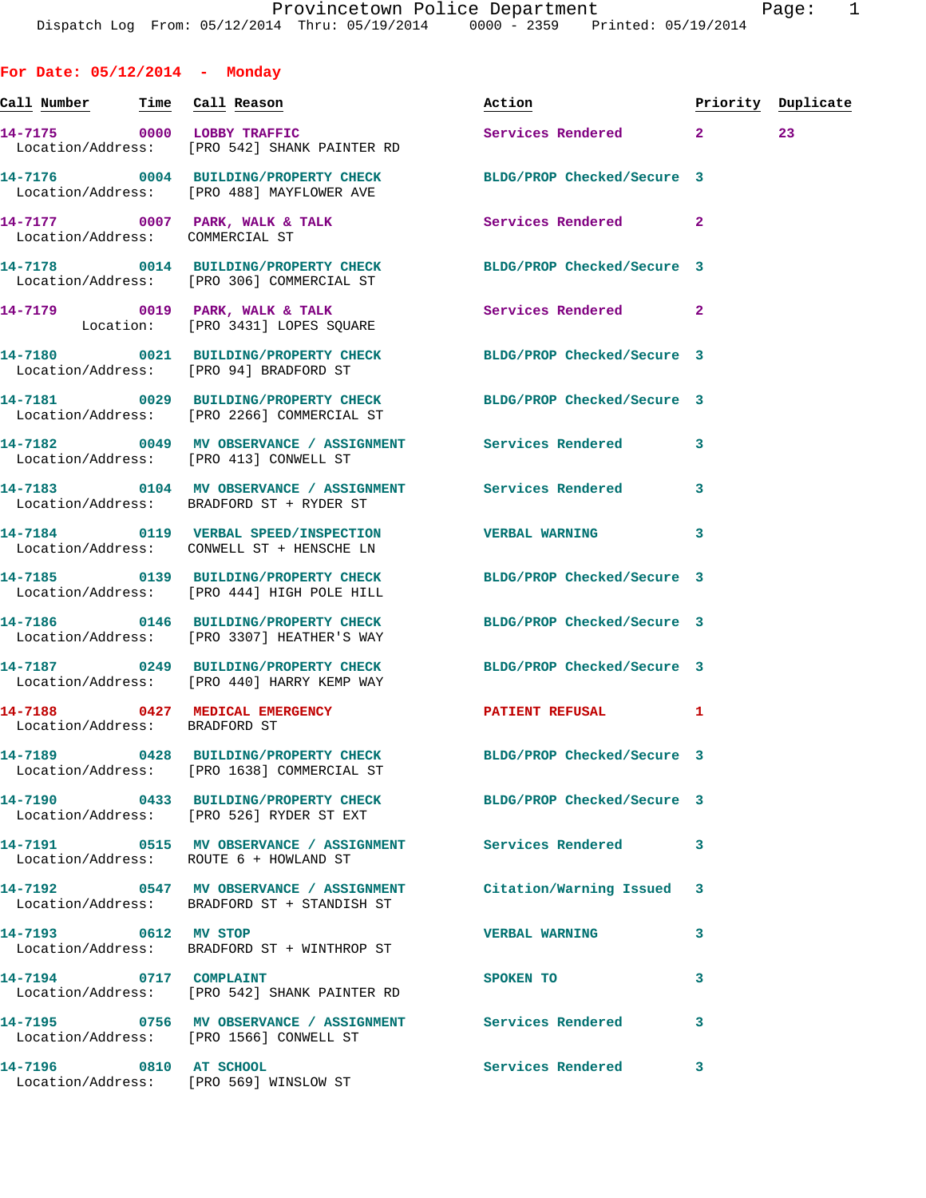Provincetown Police Department
Dispatch Log From: 05/12/2014 Thru: 05/19/2014 0000 - 2359 Printed: 05/19/2014

## For Date: 05/12/2014 - Monday

| Call Number | Time | Call Reason | Action | Priority | Duplicate |
|---|---|---|---|---|---|
| 14-7175 | 0000 | LOBBY TRAFFIC | Services Rendered | 2 | 23 |
| Location/Address: | | [PRO 542] SHANK PAINTER RD | | | |
| 14-7176 | 0004 | BUILDING/PROPERTY CHECK | BLDG/PROP Checked/Secure | 3 | |
| Location/Address: | | [PRO 488] MAYFLOWER AVE | | | |
| 14-7177 | 0007 | PARK, WALK & TALK | Services Rendered | 2 | |
| Location/Address: | | COMMERCIAL ST | | | |
| 14-7178 | 0014 | BUILDING/PROPERTY CHECK | BLDG/PROP Checked/Secure | 3 | |
| Location/Address: | | [PRO 306] COMMERCIAL ST | | | |
| 14-7179 | 0019 | PARK, WALK & TALK | Services Rendered | 2 | |
| Location: | | [PRO 3431] LOPES SQUARE | | | |
| 14-7180 | 0021 | BUILDING/PROPERTY CHECK | BLDG/PROP Checked/Secure | 3 | |
| Location/Address: | | [PRO 94] BRADFORD ST | | | |
| 14-7181 | 0029 | BUILDING/PROPERTY CHECK | BLDG/PROP Checked/Secure | 3 | |
| Location/Address: | | [PRO 2266] COMMERCIAL ST | | | |
| 14-7182 | 0049 | MV OBSERVANCE / ASSIGNMENT | Services Rendered | 3 | |
| Location/Address: | | [PRO 413] CONWELL ST | | | |
| 14-7183 | 0104 | MV OBSERVANCE / ASSIGNMENT | Services Rendered | 3 | |
| Location/Address: | | BRADFORD ST + RYDER ST | | | |
| 14-7184 | 0119 | VERBAL SPEED/INSPECTION | VERBAL WARNING | 3 | |
| Location/Address: | | CONWELL ST + HENSCHE LN | | | |
| 14-7185 | 0139 | BUILDING/PROPERTY CHECK | BLDG/PROP Checked/Secure | 3 | |
| Location/Address: | | [PRO 444] HIGH POLE HILL | | | |
| 14-7186 | 0146 | BUILDING/PROPERTY CHECK | BLDG/PROP Checked/Secure | 3 | |
| Location/Address: | | [PRO 3307] HEATHER'S WAY | | | |
| 14-7187 | 0249 | BUILDING/PROPERTY CHECK | BLDG/PROP Checked/Secure | 3 | |
| Location/Address: | | [PRO 440] HARRY KEMP WAY | | | |
| 14-7188 | 0427 | MEDICAL EMERGENCY | PATIENT REFUSAL | 1 | |
| Location/Address: | | BRADFORD ST | | | |
| 14-7189 | 0428 | BUILDING/PROPERTY CHECK | BLDG/PROP Checked/Secure | 3 | |
| Location/Address: | | [PRO 1638] COMMERCIAL ST | | | |
| 14-7190 | 0433 | BUILDING/PROPERTY CHECK | BLDG/PROP Checked/Secure | 3 | |
| Location/Address: | | [PRO 526] RYDER ST EXT | | | |
| 14-7191 | 0515 | MV OBSERVANCE / ASSIGNMENT | Services Rendered | 3 | |
| Location/Address: | | ROUTE 6 + HOWLAND ST | | | |
| 14-7192 | 0547 | MV OBSERVANCE / ASSIGNMENT | Citation/Warning Issued | 3 | |
| Location/Address: | | BRADFORD ST + STANDISH ST | | | |
| 14-7193 | 0612 | MV STOP | VERBAL WARNING | 3 | |
| Location/Address: | | BRADFORD ST + WINTHROP ST | | | |
| 14-7194 | 0717 | COMPLAINT | SPOKEN TO | 3 | |
| Location/Address: | | [PRO 542] SHANK PAINTER RD | | | |
| 14-7195 | 0756 | MV OBSERVANCE / ASSIGNMENT | Services Rendered | 3 | |
| Location/Address: | | [PRO 1566] CONWELL ST | | | |
| 14-7196 | 0810 | AT SCHOOL | Services Rendered | 3 | |
| Location/Address: | | [PRO 569] WINSLOW ST | | | |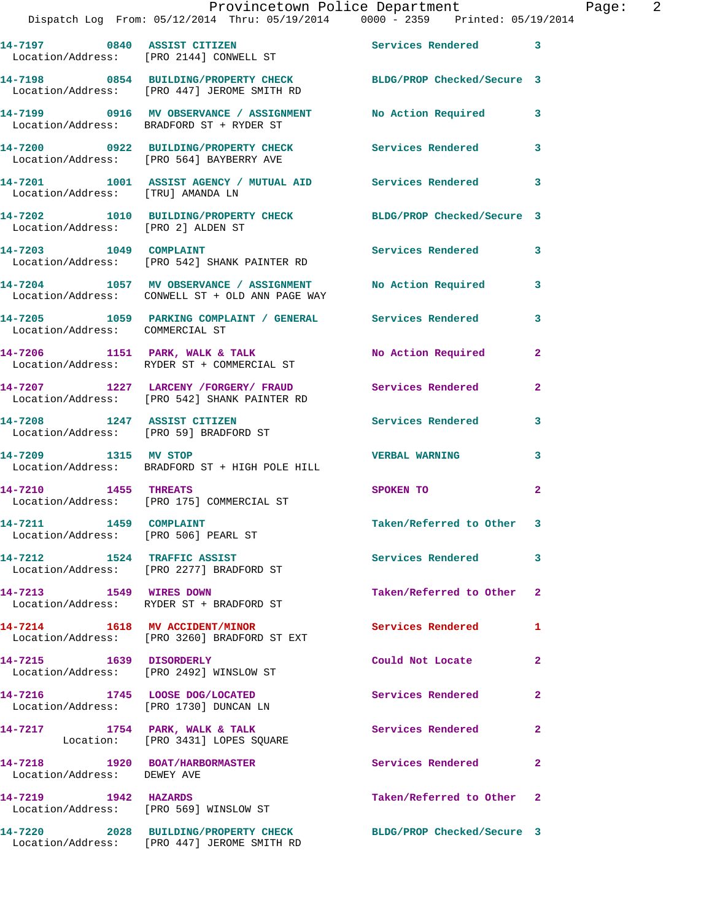14-7197 0840 ASSIST CITIZEN Services Rendered 3
Location/Address: [PRO 2144] CONWELL ST

14-7198 0854 BUILDING/PROPERTY CHECK BLDG/PROP Checked/Secure 3
Location/Address: [PRO 447] JEROME SMITH RD

14-7199 0916 MV OBSERVANCE / ASSIGNMENT No Action Required 3
Location/Address: BRADFORD ST + RYDER ST

14-7200 0922 BUILDING/PROPERTY CHECK Services Rendered 3
Location/Address: [PRO 564] BAYBERRY AVE

14-7201 1001 ASSIST AGENCY / MUTUAL AID Services Rendered 3
Location/Address: [TRU] AMANDA LN

14-7202 1010 BUILDING/PROPERTY CHECK BLDG/PROP Checked/Secure 3
Location/Address: [PRO 2] ALDEN ST

14-7203 1049 COMPLAINT Services Rendered 3
Location/Address: [PRO 542] SHANK PAINTER RD

14-7204 1057 MV OBSERVANCE / ASSIGNMENT No Action Required 3
Location/Address: CONWELL ST + OLD ANN PAGE WAY

14-7205 1059 PARKING COMPLAINT / GENERAL Services Rendered 3
Location/Address: COMMERCIAL ST

14-7206 1151 PARK, WALK & TALK No Action Required 2
Location/Address: RYDER ST + COMMERCIAL ST

14-7207 1227 LARCENY /FORGERY/ FRAUD Services Rendered 2
Location/Address: [PRO 542] SHANK PAINTER RD

14-7208 1247 ASSIST CITIZEN Services Rendered 3
Location/Address: [PRO 59] BRADFORD ST

14-7209 1315 MV STOP VERBAL WARNING 3
Location/Address: BRADFORD ST + HIGH POLE HILL

14-7210 1455 THREATS SPOKEN TO 2
Location/Address: [PRO 175] COMMERCIAL ST

14-7211 1459 COMPLAINT Taken/Referred to Other 3
Location/Address: [PRO 506] PEARL ST

14-7212 1524 TRAFFIC ASSIST Services Rendered 3
Location/Address: [PRO 2277] BRADFORD ST

14-7213 1549 WIRES DOWN Taken/Referred to Other 2
Location/Address: RYDER ST + BRADFORD ST

14-7214 1618 MV ACCIDENT/MINOR Services Rendered 1
Location/Address: [PRO 3260] BRADFORD ST EXT

14-7215 1639 DISORDERLY Could Not Locate 2
Location/Address: [PRO 2492] WINSLOW ST

14-7216 1745 LOOSE DOG/LOCATED Services Rendered 2
Location/Address: [PRO 1730] DUNCAN LN

14-7217 1754 PARK, WALK & TALK Services Rendered 2
Location: [PRO 3431] LOPES SQUARE

14-7218 1920 BOAT/HARBORMASTER Services Rendered 2
Location/Address: DEWEY AVE

14-7219 1942 HAZARDS Taken/Referred to Other 2
Location/Address: [PRO 569] WINSLOW ST

14-7220 2028 BUILDING/PROPERTY CHECK BLDG/PROP Checked/Secure 3
Location/Address: [PRO 447] JEROME SMITH RD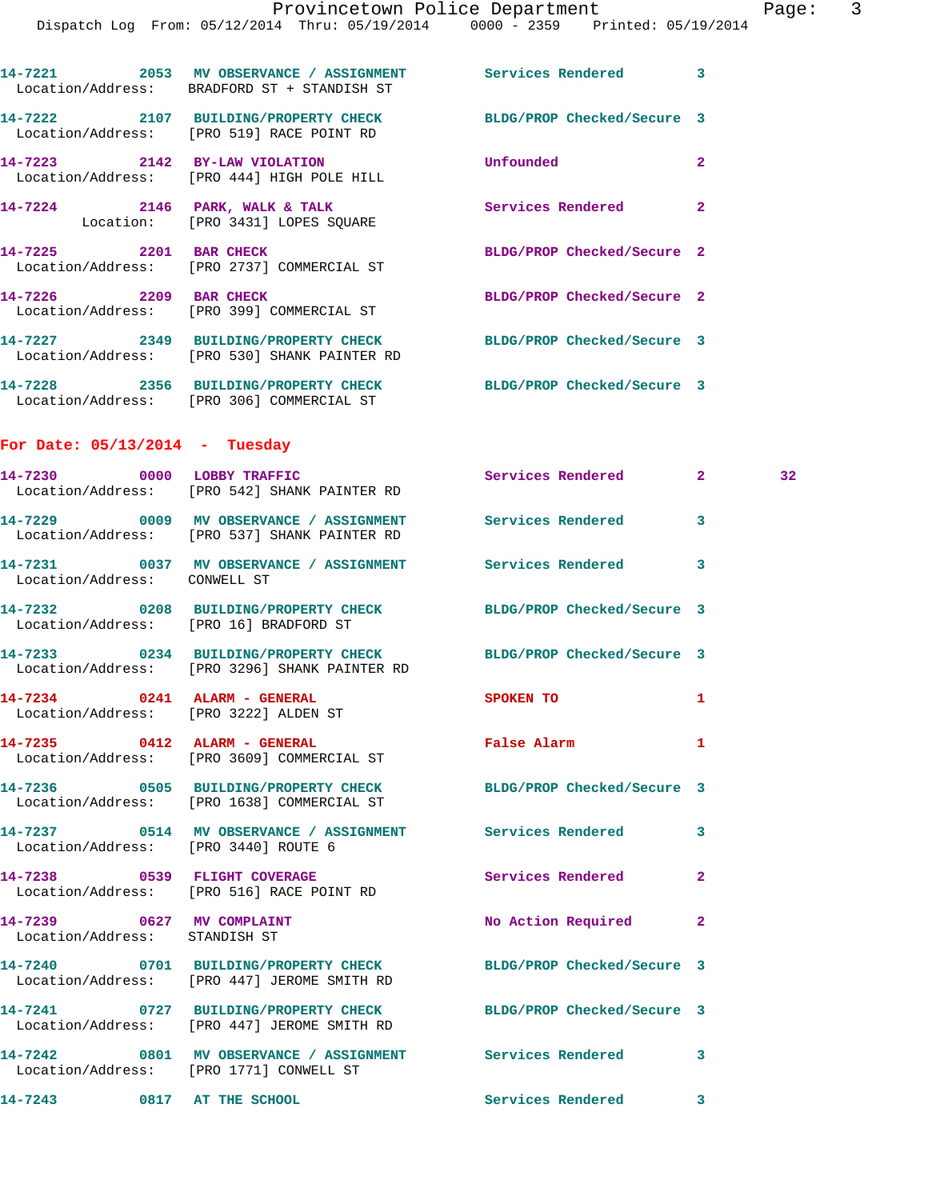14-7221 2053 MV OBSERVANCE / ASSIGNMENT Services Rendered 3
Location/Address: BRADFORD ST + STANDISH ST

14-7222 2107 BUILDING/PROPERTY CHECK BLDG/PROP Checked/Secure 3
Location/Address: [PRO 519] RACE POINT RD

14-7223 2142 BY-LAW VIOLATION Unfounded 2
Location/Address: [PRO 444] HIGH POLE HILL

14-7224 2146 PARK, WALK & TALK Services Rendered 2
Location: [PRO 3431] LOPES SQUARE

14-7225 2201 BAR CHECK BLDG/PROP Checked/Secure 2
Location/Address: [PRO 2737] COMMERCIAL ST

14-7226 2209 BAR CHECK BLDG/PROP Checked/Secure 2
Location/Address: [PRO 399] COMMERCIAL ST

14-7227 2349 BUILDING/PROPERTY CHECK BLDG/PROP Checked/Secure 3
Location/Address: [PRO 530] SHANK PAINTER RD

14-7228 2356 BUILDING/PROPERTY CHECK BLDG/PROP Checked/Secure 3
Location/Address: [PRO 306] COMMERCIAL ST

## For Date: 05/13/2014 - Tuesday

14-7230 0000 LOBBY TRAFFIC Services Rendered 2 32
Location/Address: [PRO 542] SHANK PAINTER RD

14-7229 0009 MV OBSERVANCE / ASSIGNMENT Services Rendered 3
Location/Address: [PRO 537] SHANK PAINTER RD

14-7231 0037 MV OBSERVANCE / ASSIGNMENT Services Rendered 3
Location/Address: CONWELL ST

14-7232 0208 BUILDING/PROPERTY CHECK BLDG/PROP Checked/Secure 3
Location/Address: [PRO 16] BRADFORD ST

14-7233 0234 BUILDING/PROPERTY CHECK BLDG/PROP Checked/Secure 3
Location/Address: [PRO 3296] SHANK PAINTER RD

14-7234 0241 ALARM - GENERAL SPOKEN TO 1
Location/Address: [PRO 3222] ALDEN ST

14-7235 0412 ALARM - GENERAL False Alarm 1
Location/Address: [PRO 3609] COMMERCIAL ST

14-7236 0505 BUILDING/PROPERTY CHECK BLDG/PROP Checked/Secure 3
Location/Address: [PRO 1638] COMMERCIAL ST

14-7237 0514 MV OBSERVANCE / ASSIGNMENT Services Rendered 3
Location/Address: [PRO 3440] ROUTE 6

14-7238 0539 FLIGHT COVERAGE Services Rendered 2
Location/Address: [PRO 516] RACE POINT RD

14-7239 0627 MV COMPLAINT No Action Required 2
Location/Address: STANDISH ST

14-7240 0701 BUILDING/PROPERTY CHECK BLDG/PROP Checked/Secure 3
Location/Address: [PRO 447] JEROME SMITH RD

14-7241 0727 BUILDING/PROPERTY CHECK BLDG/PROP Checked/Secure 3
Location/Address: [PRO 447] JEROME SMITH RD

14-7242 0801 MV OBSERVANCE / ASSIGNMENT Services Rendered 3
Location/Address: [PRO 1771] CONWELL ST

14-7243 0817 AT THE SCHOOL Services Rendered 3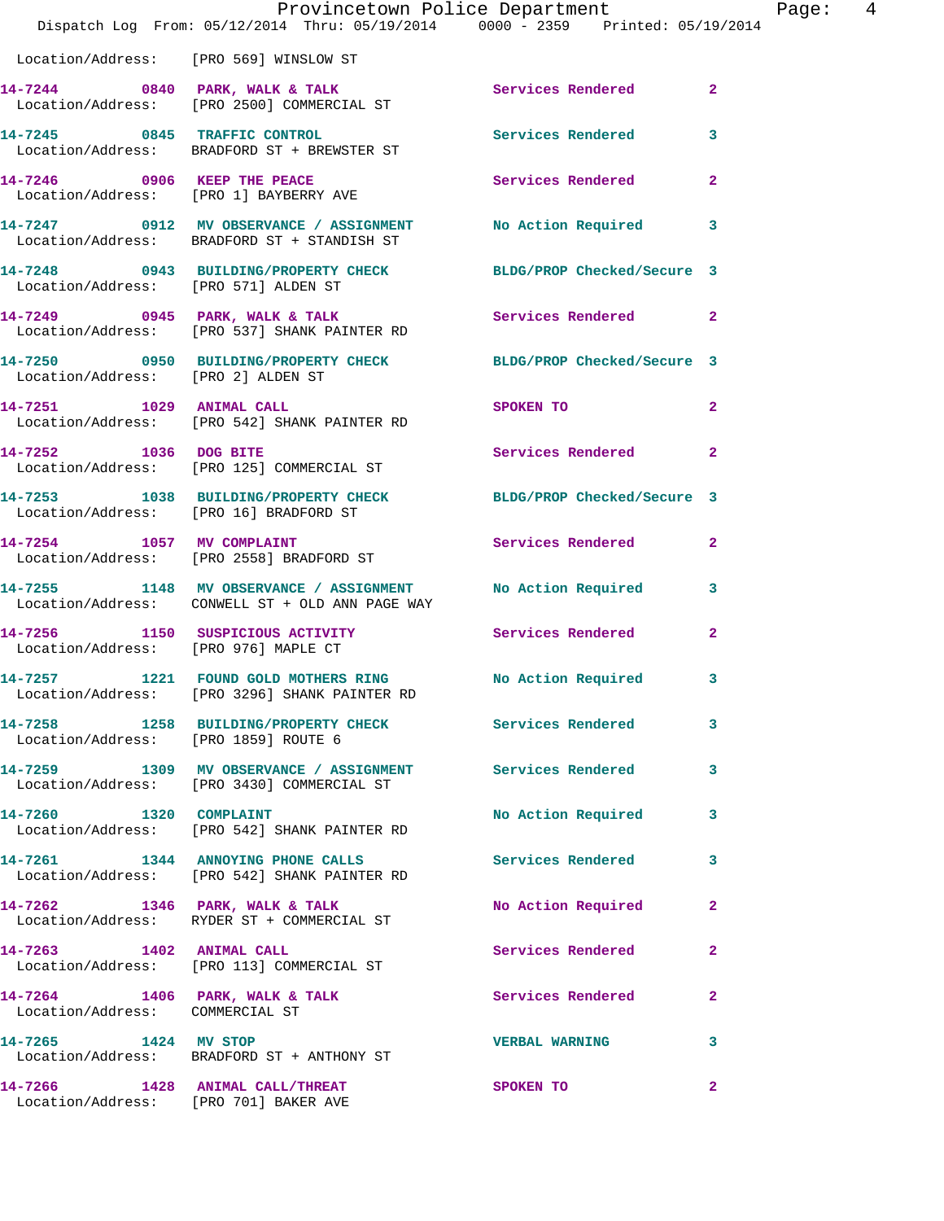Location/Address: [PRO 569] WINSLOW ST

| Call # | Time | Call Reason | Action | Priority |
|---|---|---|---|---|
| 14-7244 | 0840 | PARK, WALK & TALK | Services Rendered | 2 |
| | | Location/Address: [PRO 2500] COMMERCIAL ST | | |
| 14-7245 | 0845 | TRAFFIC CONTROL | Services Rendered | 3 |
| | | Location/Address: BRADFORD ST + BREWSTER ST | | |
| 14-7246 | 0906 | KEEP THE PEACE | Services Rendered | 2 |
| | | Location/Address: [PRO 1] BAYBERRY AVE | | |
| 14-7247 | 0912 | MV OBSERVANCE / ASSIGNMENT | No Action Required | 3 |
| | | Location/Address: BRADFORD ST + STANDISH ST | | |
| 14-7248 | 0943 | BUILDING/PROPERTY CHECK | BLDG/PROP Checked/Secure | 3 |
| | | Location/Address: [PRO 571] ALDEN ST | | |
| 14-7249 | 0945 | PARK, WALK & TALK | Services Rendered | 2 |
| | | Location/Address: [PRO 537] SHANK PAINTER RD | | |
| 14-7250 | 0950 | BUILDING/PROPERTY CHECK | BLDG/PROP Checked/Secure | 3 |
| | | Location/Address: [PRO 2] ALDEN ST | | |
| 14-7251 | 1029 | ANIMAL CALL | SPOKEN TO | 2 |
| | | Location/Address: [PRO 542] SHANK PAINTER RD | | |
| 14-7252 | 1036 | DOG BITE | Services Rendered | 2 |
| | | Location/Address: [PRO 125] COMMERCIAL ST | | |
| 14-7253 | 1038 | BUILDING/PROPERTY CHECK | BLDG/PROP Checked/Secure | 3 |
| | | Location/Address: [PRO 16] BRADFORD ST | | |
| 14-7254 | 1057 | MV COMPLAINT | Services Rendered | 2 |
| | | Location/Address: [PRO 2558] BRADFORD ST | | |
| 14-7255 | 1148 | MV OBSERVANCE / ASSIGNMENT | No Action Required | 3 |
| | | Location/Address: CONWELL ST + OLD ANN PAGE WAY | | |
| 14-7256 | 1150 | SUSPICIOUS ACTIVITY | Services Rendered | 2 |
| | | Location/Address: [PRO 976] MAPLE CT | | |
| 14-7257 | 1221 | FOUND GOLD MOTHERS RING | No Action Required | 3 |
| | | Location/Address: [PRO 3296] SHANK PAINTER RD | | |
| 14-7258 | 1258 | BUILDING/PROPERTY CHECK | Services Rendered | 3 |
| | | Location/Address: [PRO 1859] ROUTE 6 | | |
| 14-7259 | 1309 | MV OBSERVANCE / ASSIGNMENT | Services Rendered | 3 |
| | | Location/Address: [PRO 3430] COMMERCIAL ST | | |
| 14-7260 | 1320 | COMPLAINT | No Action Required | 3 |
| | | Location/Address: [PRO 542] SHANK PAINTER RD | | |
| 14-7261 | 1344 | ANNOYING PHONE CALLS | Services Rendered | 3 |
| | | Location/Address: [PRO 542] SHANK PAINTER RD | | |
| 14-7262 | 1346 | PARK, WALK & TALK | No Action Required | 2 |
| | | Location/Address: RYDER ST + COMMERCIAL ST | | |
| 14-7263 | 1402 | ANIMAL CALL | Services Rendered | 2 |
| | | Location/Address: [PRO 113] COMMERCIAL ST | | |
| 14-7264 | 1406 | PARK, WALK & TALK | Services Rendered | 2 |
| | | Location/Address: COMMERCIAL ST | | |
| 14-7265 | 1424 | MV STOP | VERBAL WARNING | 3 |
| | | Location/Address: BRADFORD ST + ANTHONY ST | | |
| 14-7266 | 1428 | ANIMAL CALL/THREAT | SPOKEN TO | 2 |
| | | Location/Address: [PRO 701] BAKER AVE | | |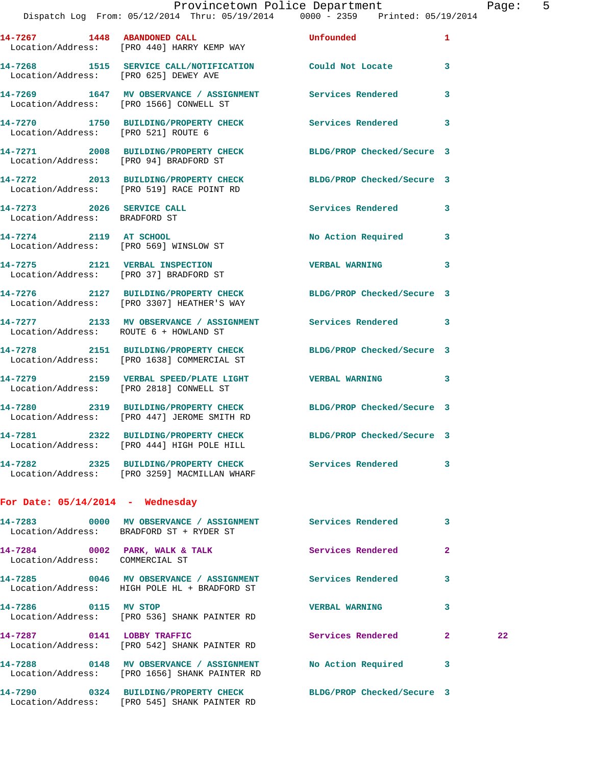14-7267 1448 ABANDONED CALL Unfounded 1
Location/Address: [PRO 440] HARRY KEMP WAY

14-7268 1515 SERVICE CALL/NOTIFICATION Could Not Locate 3
Location/Address: [PRO 625] DEWEY AVE

14-7269 1647 MV OBSERVANCE / ASSIGNMENT Services Rendered 3
Location/Address: [PRO 1566] CONWELL ST

14-7270 1750 BUILDING/PROPERTY CHECK Services Rendered 3
Location/Address: [PRO 521] ROUTE 6

14-7271 2008 BUILDING/PROPERTY CHECK BLDG/PROP Checked/Secure 3
Location/Address: [PRO 94] BRADFORD ST

14-7272 2013 BUILDING/PROPERTY CHECK BLDG/PROP Checked/Secure 3
Location/Address: [PRO 519] RACE POINT RD

14-7273 2026 SERVICE CALL Services Rendered 3
Location/Address: BRADFORD ST

14-7274 2119 AT SCHOOL No Action Required 3
Location/Address: [PRO 569] WINSLOW ST

14-7275 2121 VERBAL INSPECTION VERBAL WARNING 3
Location/Address: [PRO 37] BRADFORD ST

14-7276 2127 BUILDING/PROPERTY CHECK BLDG/PROP Checked/Secure 3
Location/Address: [PRO 3307] HEATHER'S WAY

14-7277 2133 MV OBSERVANCE / ASSIGNMENT Services Rendered 3
Location/Address: ROUTE 6 + HOWLAND ST

14-7278 2151 BUILDING/PROPERTY CHECK BLDG/PROP Checked/Secure 3
Location/Address: [PRO 1638] COMMERCIAL ST

14-7279 2159 VERBAL SPEED/PLATE LIGHT VERBAL WARNING 3
Location/Address: [PRO 2818] CONWELL ST

14-7280 2319 BUILDING/PROPERTY CHECK BLDG/PROP Checked/Secure 3
Location/Address: [PRO 447] JEROME SMITH RD

14-7281 2322 BUILDING/PROPERTY CHECK BLDG/PROP Checked/Secure 3
Location/Address: [PRO 444] HIGH POLE HILL

14-7282 2325 BUILDING/PROPERTY CHECK Services Rendered 3
Location/Address: [PRO 3259] MACMILLAN WHARF

## For Date: 05/14/2014 - Wednesday

14-7283 0000 MV OBSERVANCE / ASSIGNMENT Services Rendered 3
Location/Address: BRADFORD ST + RYDER ST

14-7284 0002 PARK, WALK & TALK Services Rendered 2
Location/Address: COMMERCIAL ST

14-7285 0046 MV OBSERVANCE / ASSIGNMENT Services Rendered 3
Location/Address: HIGH POLE HL + BRADFORD ST

14-7286 0115 MV STOP VERBAL WARNING 3
Location/Address: [PRO 536] SHANK PAINTER RD

14-7287 0141 LOBBY TRAFFIC Services Rendered 2 22
Location/Address: [PRO 542] SHANK PAINTER RD

14-7288 0148 MV OBSERVANCE / ASSIGNMENT No Action Required 3
Location/Address: [PRO 1656] SHANK PAINTER RD

14-7290 0324 BUILDING/PROPERTY CHECK BLDG/PROP Checked/Secure 3
Location/Address: [PRO 545] SHANK PAINTER RD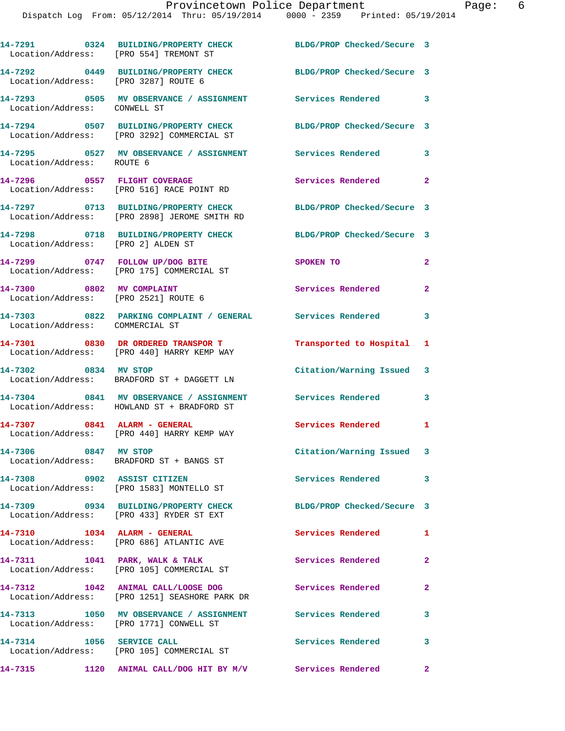14-7291 0324 BUILDING/PROPERTY CHECK BLDG/PROP Checked/Secure 3
Location/Address: [PRO 554] TREMONT ST

14-7292 0449 BUILDING/PROPERTY CHECK BLDG/PROP Checked/Secure 3
Location/Address: [PRO 3287] ROUTE 6

14-7293 0505 MV OBSERVANCE / ASSIGNMENT Services Rendered 3
Location/Address: CONWELL ST

14-7294 0507 BUILDING/PROPERTY CHECK BLDG/PROP Checked/Secure 3
Location/Address: [PRO 3292] COMMERCIAL ST

14-7295 0527 MV OBSERVANCE / ASSIGNMENT Services Rendered 3
Location/Address: ROUTE 6

14-7296 0557 FLIGHT COVERAGE Services Rendered 2
Location/Address: [PRO 516] RACE POINT RD

14-7297 0713 BUILDING/PROPERTY CHECK BLDG/PROP Checked/Secure 3
Location/Address: [PRO 2898] JEROME SMITH RD

14-7298 0718 BUILDING/PROPERTY CHECK BLDG/PROP Checked/Secure 3
Location/Address: [PRO 2] ALDEN ST

14-7299 0747 FOLLOW UP/DOG BITE SPOKEN TO 2
Location/Address: [PRO 175] COMMERCIAL ST

14-7300 0802 MV COMPLAINT Services Rendered 2
Location/Address: [PRO 2521] ROUTE 6

14-7303 0822 PARKING COMPLAINT / GENERAL Services Rendered 3
Location/Address: COMMERCIAL ST

14-7301 0830 DR ORDERED TRANSPOR T Transported to Hospital 1
Location/Address: [PRO 440] HARRY KEMP WAY

14-7302 0834 MV STOP Citation/Warning Issued 3
Location/Address: BRADFORD ST + DAGGETT LN

14-7304 0841 MV OBSERVANCE / ASSIGNMENT Services Rendered 3
Location/Address: HOWLAND ST + BRADFORD ST

14-7307 0841 ALARM - GENERAL Services Rendered 1
Location/Address: [PRO 440] HARRY KEMP WAY

14-7306 0847 MV STOP Citation/Warning Issued 3
Location/Address: BRADFORD ST + BANGS ST

14-7308 0902 ASSIST CITIZEN Services Rendered 3
Location/Address: [PRO 1583] MONTELLO ST

14-7309 0934 BUILDING/PROPERTY CHECK BLDG/PROP Checked/Secure 3
Location/Address: [PRO 433] RYDER ST EXT

14-7310 1034 ALARM - GENERAL Services Rendered 1
Location/Address: [PRO 686] ATLANTIC AVE

14-7311 1041 PARK, WALK & TALK Services Rendered 2
Location/Address: [PRO 105] COMMERCIAL ST

14-7312 1042 ANIMAL CALL/LOOSE DOG Services Rendered 2
Location/Address: [PRO 1251] SEASHORE PARK DR

14-7313 1050 MV OBSERVANCE / ASSIGNMENT Services Rendered 3
Location/Address: [PRO 1771] CONWELL ST

14-7314 1056 SERVICE CALL Services Rendered 3
Location/Address: [PRO 105] COMMERCIAL ST

14-7315 1120 ANIMAL CALL/DOG HIT BY M/V Services Rendered 2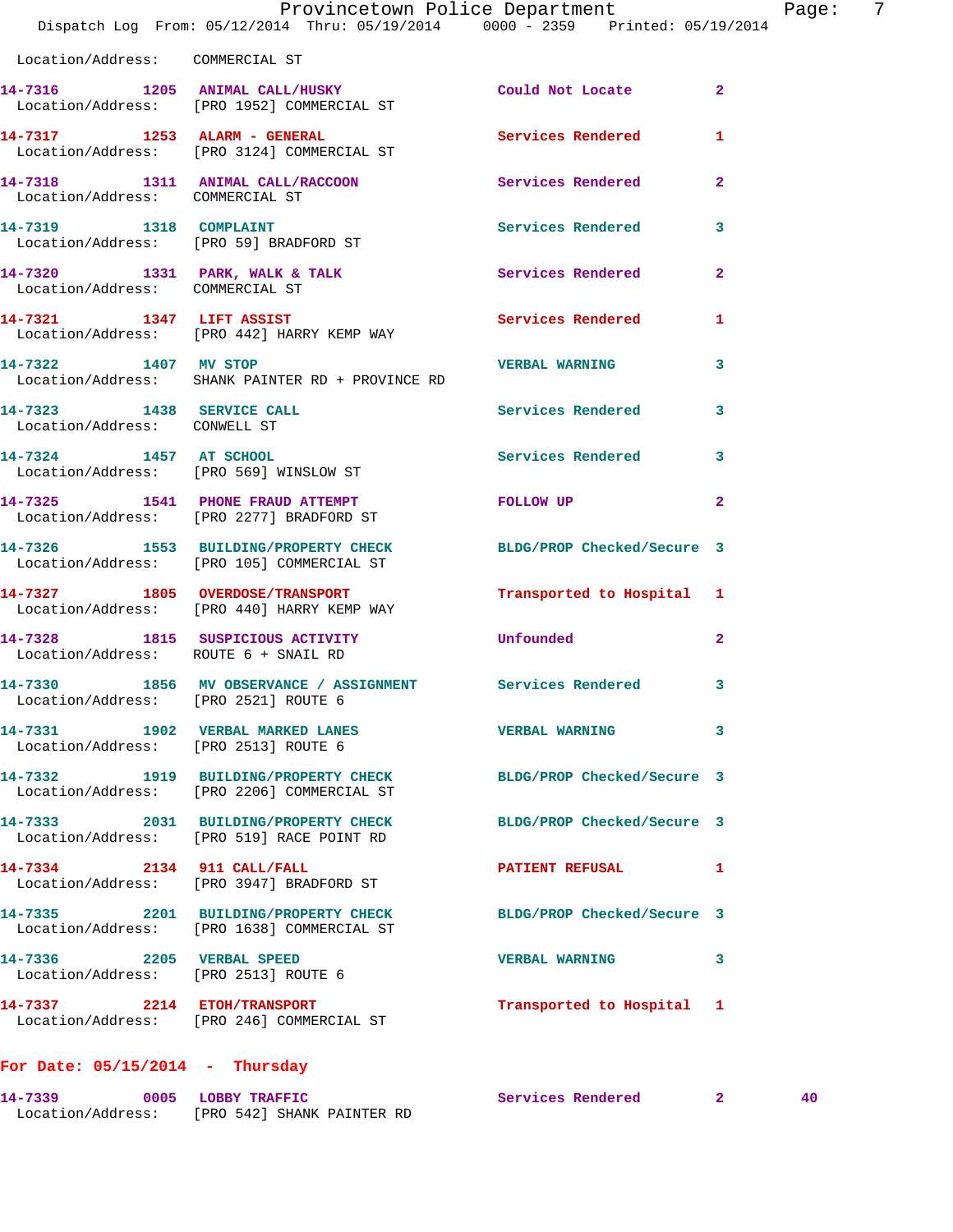Location/Address: COMMERCIAL ST

| Call # | Time | Call Type | Disposition | Priority |
|---|---|---|---|---|
| 14-7316 | 1205 | ANIMAL CALL/HUSKY | Could Not Locate | 2 |
| | | Location/Address: [PRO 1952] COMMERCIAL ST | | |
| 14-7317 | 1253 | ALARM - GENERAL | Services Rendered | 1 |
| | | Location/Address: [PRO 3124] COMMERCIAL ST | | |
| 14-7318 | 1311 | ANIMAL CALL/RACCOON | Services Rendered | 2 |
| | | Location/Address: COMMERCIAL ST | | |
| 14-7319 | 1318 | COMPLAINT | Services Rendered | 3 |
| | | Location/Address: [PRO 59] BRADFORD ST | | |
| 14-7320 | 1331 | PARK, WALK & TALK | Services Rendered | 2 |
| | | Location/Address: COMMERCIAL ST | | |
| 14-7321 | 1347 | LIFT ASSIST | Services Rendered | 1 |
| | | Location/Address: [PRO 442] HARRY KEMP WAY | | |
| 14-7322 | 1407 | MV STOP | VERBAL WARNING | 3 |
| | | Location/Address: SHANK PAINTER RD + PROVINCE RD | | |
| 14-7323 | 1438 | SERVICE CALL | Services Rendered | 3 |
| | | Location/Address: CONWELL ST | | |
| 14-7324 | 1457 | AT SCHOOL | Services Rendered | 3 |
| | | Location/Address: [PRO 569] WINSLOW ST | | |
| 14-7325 | 1541 | PHONE FRAUD ATTEMPT | FOLLOW UP | 2 |
| | | Location/Address: [PRO 2277] BRADFORD ST | | |
| 14-7326 | 1553 | BUILDING/PROPERTY CHECK | BLDG/PROP Checked/Secure | 3 |
| | | Location/Address: [PRO 105] COMMERCIAL ST | | |
| 14-7327 | 1805 | OVERDOSE/TRANSPORT | Transported to Hospital | 1 |
| | | Location/Address: [PRO 440] HARRY KEMP WAY | | |
| 14-7328 | 1815 | SUSPICIOUS ACTIVITY | Unfounded | 2 |
| | | Location/Address: ROUTE 6 + SNAIL RD | | |
| 14-7330 | 1856 | MV OBSERVANCE / ASSIGNMENT | Services Rendered | 3 |
| | | Location/Address: [PRO 2521] ROUTE 6 | | |
| 14-7331 | 1902 | VERBAL MARKED LANES | VERBAL WARNING | 3 |
| | | Location/Address: [PRO 2513] ROUTE 6 | | |
| 14-7332 | 1919 | BUILDING/PROPERTY CHECK | BLDG/PROP Checked/Secure | 3 |
| | | Location/Address: [PRO 2206] COMMERCIAL ST | | |
| 14-7333 | 2031 | BUILDING/PROPERTY CHECK | BLDG/PROP Checked/Secure | 3 |
| | | Location/Address: [PRO 519] RACE POINT RD | | |
| 14-7334 | 2134 | 911 CALL/FALL | PATIENT REFUSAL | 1 |
| | | Location/Address: [PRO 3947] BRADFORD ST | | |
| 14-7335 | 2201 | BUILDING/PROPERTY CHECK | BLDG/PROP Checked/Secure | 3 |
| | | Location/Address: [PRO 1638] COMMERCIAL ST | | |
| 14-7336 | 2205 | VERBAL SPEED | VERBAL WARNING | 3 |
| | | Location/Address: [PRO 2513] ROUTE 6 | | |
| 14-7337 | 2214 | ETOH/TRANSPORT | Transported to Hospital | 1 |
| | | Location/Address: [PRO 246] COMMERCIAL ST | | |

## For Date: 05/15/2014 - Thursday

| Call # | Time | Call Type | Disposition | Priority | |
|---|---|---|---|---|---|
| 14-7339 | 0005 | LOBBY TRAFFIC | Services Rendered | 2 | 40 |
| | | Location/Address: [PRO 542] SHANK PAINTER RD | | | |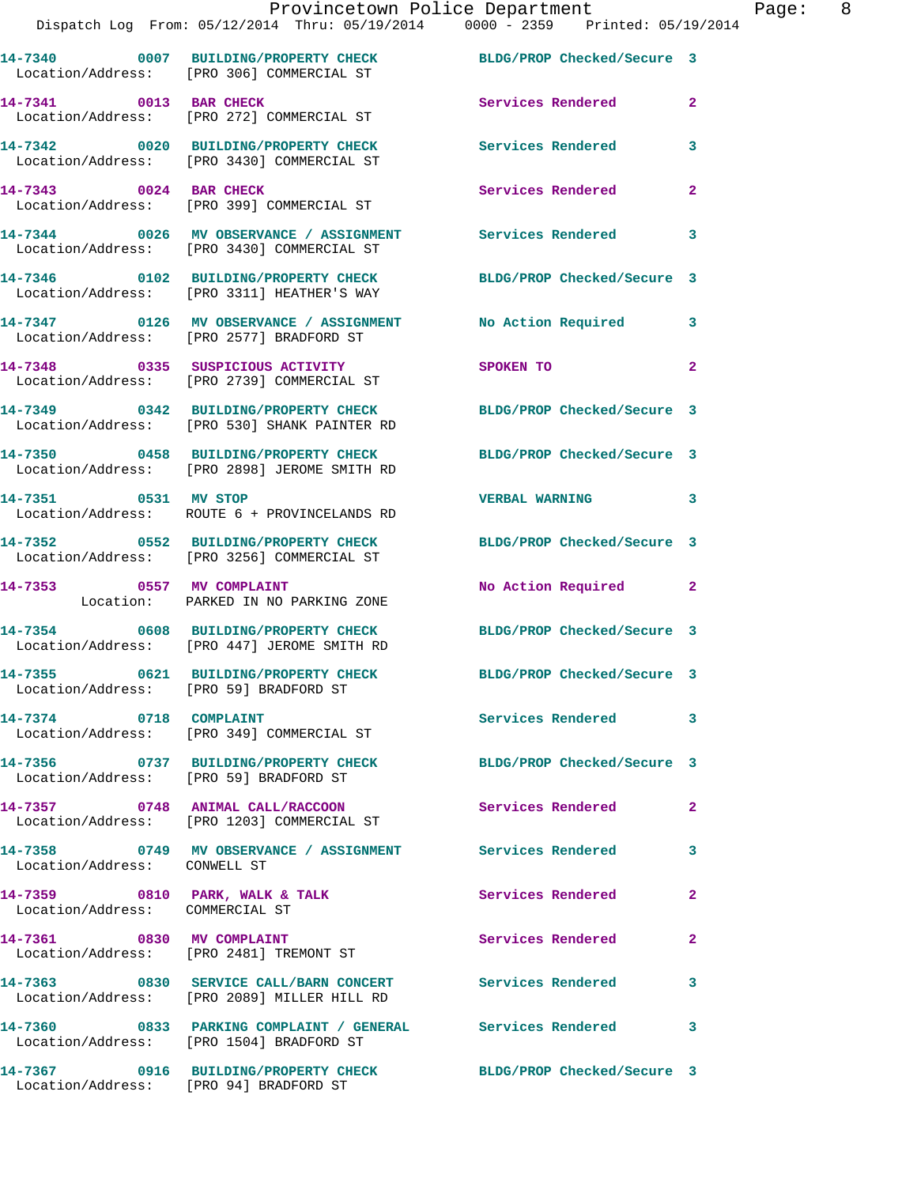14-7340 0007 BUILDING/PROPERTY CHECK BLDG/PROP Checked/Secure 3
Location/Address: [PRO 306] COMMERCIAL ST

14-7341 0013 BAR CHECK Services Rendered 2
Location/Address: [PRO 272] COMMERCIAL ST

14-7342 0020 BUILDING/PROPERTY CHECK Services Rendered 3
Location/Address: [PRO 3430] COMMERCIAL ST

14-7343 0024 BAR CHECK Services Rendered 2
Location/Address: [PRO 399] COMMERCIAL ST

14-7344 0026 MV OBSERVANCE / ASSIGNMENT Services Rendered 3
Location/Address: [PRO 3430] COMMERCIAL ST

14-7346 0102 BUILDING/PROPERTY CHECK BLDG/PROP Checked/Secure 3
Location/Address: [PRO 3311] HEATHER'S WAY

14-7347 0126 MV OBSERVANCE / ASSIGNMENT No Action Required 3
Location/Address: [PRO 2577] BRADFORD ST

14-7348 0335 SUSPICIOUS ACTIVITY SPOKEN TO 2
Location/Address: [PRO 2739] COMMERCIAL ST

14-7349 0342 BUILDING/PROPERTY CHECK BLDG/PROP Checked/Secure 3
Location/Address: [PRO 530] SHANK PAINTER RD

14-7350 0458 BUILDING/PROPERTY CHECK BLDG/PROP Checked/Secure 3
Location/Address: [PRO 2898] JEROME SMITH RD

14-7351 0531 MV STOP VERBAL WARNING 3
Location/Address: ROUTE 6 + PROVINCELANDS RD

14-7352 0552 BUILDING/PROPERTY CHECK BLDG/PROP Checked/Secure 3
Location/Address: [PRO 3256] COMMERCIAL ST

14-7353 0557 MV COMPLAINT No Action Required 2
Location: PARKED IN NO PARKING ZONE

14-7354 0608 BUILDING/PROPERTY CHECK BLDG/PROP Checked/Secure 3
Location/Address: [PRO 447] JEROME SMITH RD

14-7355 0621 BUILDING/PROPERTY CHECK BLDG/PROP Checked/Secure 3
Location/Address: [PRO 59] BRADFORD ST

14-7374 0718 COMPLAINT Services Rendered 3
Location/Address: [PRO 349] COMMERCIAL ST

14-7356 0737 BUILDING/PROPERTY CHECK BLDG/PROP Checked/Secure 3
Location/Address: [PRO 59] BRADFORD ST

14-7357 0748 ANIMAL CALL/RACCOON Services Rendered 2
Location/Address: [PRO 1203] COMMERCIAL ST

14-7358 0749 MV OBSERVANCE / ASSIGNMENT Services Rendered 3
Location/Address: CONWELL ST

14-7359 0810 PARK, WALK & TALK Services Rendered 2
Location/Address: COMMERCIAL ST

14-7361 0830 MV COMPLAINT Services Rendered 2
Location/Address: [PRO 2481] TREMONT ST

14-7363 0830 SERVICE CALL/BARN CONCERT Services Rendered 3
Location/Address: [PRO 2089] MILLER HILL RD

14-7360 0833 PARKING COMPLAINT / GENERAL Services Rendered 3
Location/Address: [PRO 1504] BRADFORD ST

14-7367 0916 BUILDING/PROPERTY CHECK BLDG/PROP Checked/Secure 3
Location/Address: [PRO 94] BRADFORD ST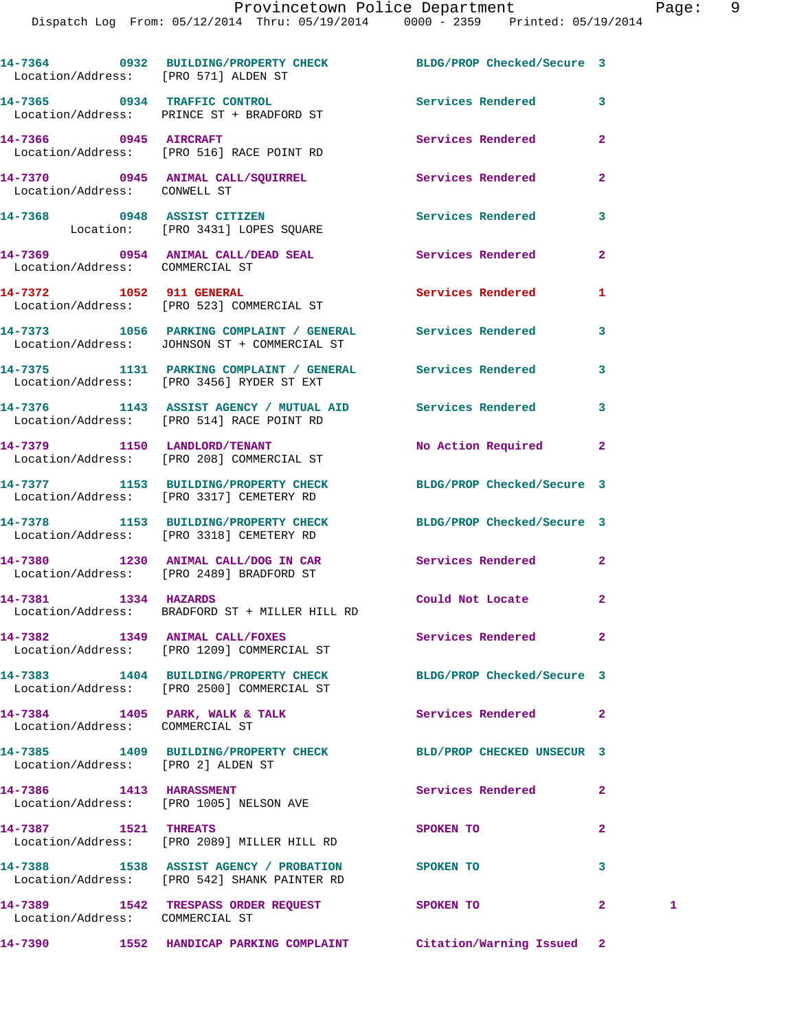| Call # | Time | Call Reason | Action | Priority | |
|---|---|---|---|---|---|
| 14-7364 | 0932 | BUILDING/PROPERTY CHECK | BLDG/PROP Checked/Secure | 3 | |
| Location/Address: [PRO 571] ALDEN ST | | | | | |
| 14-7365 | 0934 | TRAFFIC CONTROL | Services Rendered | 3 | |
| Location/Address: PRINCE ST + BRADFORD ST | | | | | |
| 14-7366 | 0945 | AIRCRAFT | Services Rendered | 2 | |
| Location/Address: [PRO 516] RACE POINT RD | | | | | |
| 14-7370 | 0945 | ANIMAL CALL/SQUIRREL | Services Rendered | 2 | |
| Location/Address: CONWELL ST | | | | | |
| 14-7368 | 0948 | ASSIST CITIZEN | Services Rendered | 3 | |
| Location: [PRO 3431] LOPES SQUARE | | | | | |
| 14-7369 | 0954 | ANIMAL CALL/DEAD SEAL | Services Rendered | 2 | |
| Location/Address: COMMERCIAL ST | | | | | |
| 14-7372 | 1052 | 911 GENERAL | Services Rendered | 1 | |
| Location/Address: [PRO 523] COMMERCIAL ST | | | | | |
| 14-7373 | 1056 | PARKING COMPLAINT / GENERAL | Services Rendered | 3 | |
| Location/Address: JOHNSON ST + COMMERCIAL ST | | | | | |
| 14-7375 | 1131 | PARKING COMPLAINT / GENERAL | Services Rendered | 3 | |
| Location/Address: [PRO 3456] RYDER ST EXT | | | | | |
| 14-7376 | 1143 | ASSIST AGENCY / MUTUAL AID | Services Rendered | 3 | |
| Location/Address: [PRO 514] RACE POINT RD | | | | | |
| 14-7379 | 1150 | LANDLORD/TENANT | No Action Required | 2 | |
| Location/Address: [PRO 208] COMMERCIAL ST | | | | | |
| 14-7377 | 1153 | BUILDING/PROPERTY CHECK | BLDG/PROP Checked/Secure | 3 | |
| Location/Address: [PRO 3317] CEMETERY RD | | | | | |
| 14-7378 | 1153 | BUILDING/PROPERTY CHECK | BLDG/PROP Checked/Secure | 3 | |
| Location/Address: [PRO 3318] CEMETERY RD | | | | | |
| 14-7380 | 1230 | ANIMAL CALL/DOG IN CAR | Services Rendered | 2 | |
| Location/Address: [PRO 2489] BRADFORD ST | | | | | |
| 14-7381 | 1334 | HAZARDS | Could Not Locate | 2 | |
| Location/Address: BRADFORD ST + MILLER HILL RD | | | | | |
| 14-7382 | 1349 | ANIMAL CALL/FOXES | Services Rendered | 2 | |
| Location/Address: [PRO 1209] COMMERCIAL ST | | | | | |
| 14-7383 | 1404 | BUILDING/PROPERTY CHECK | BLDG/PROP Checked/Secure | 3 | |
| Location/Address: [PRO 2500] COMMERCIAL ST | | | | | |
| 14-7384 | 1405 | PARK, WALK & TALK | Services Rendered | 2 | |
| Location/Address: COMMERCIAL ST | | | | | |
| 14-7385 | 1409 | BUILDING/PROPERTY CHECK | BLD/PROP CHECKED UNSECUR | 3 | |
| Location/Address: [PRO 2] ALDEN ST | | | | | |
| 14-7386 | 1413 | HARASSMENT | Services Rendered | 2 | |
| Location/Address: [PRO 1005] NELSON AVE | | | | | |
| 14-7387 | 1521 | THREATS | SPOKEN TO | 2 | |
| Location/Address: [PRO 2089] MILLER HILL RD | | | | | |
| 14-7388 | 1538 | ASSIST AGENCY / PROBATION | SPOKEN TO | 3 | |
| Location/Address: [PRO 542] SHANK PAINTER RD | | | | | |
| 14-7389 | 1542 | TRESPASS ORDER REQUEST | SPOKEN TO | 2 | 1 |
| Location/Address: COMMERCIAL ST | | | | | |
| 14-7390 | 1552 | HANDICAP PARKING COMPLAINT | Citation/Warning Issued | 2 | |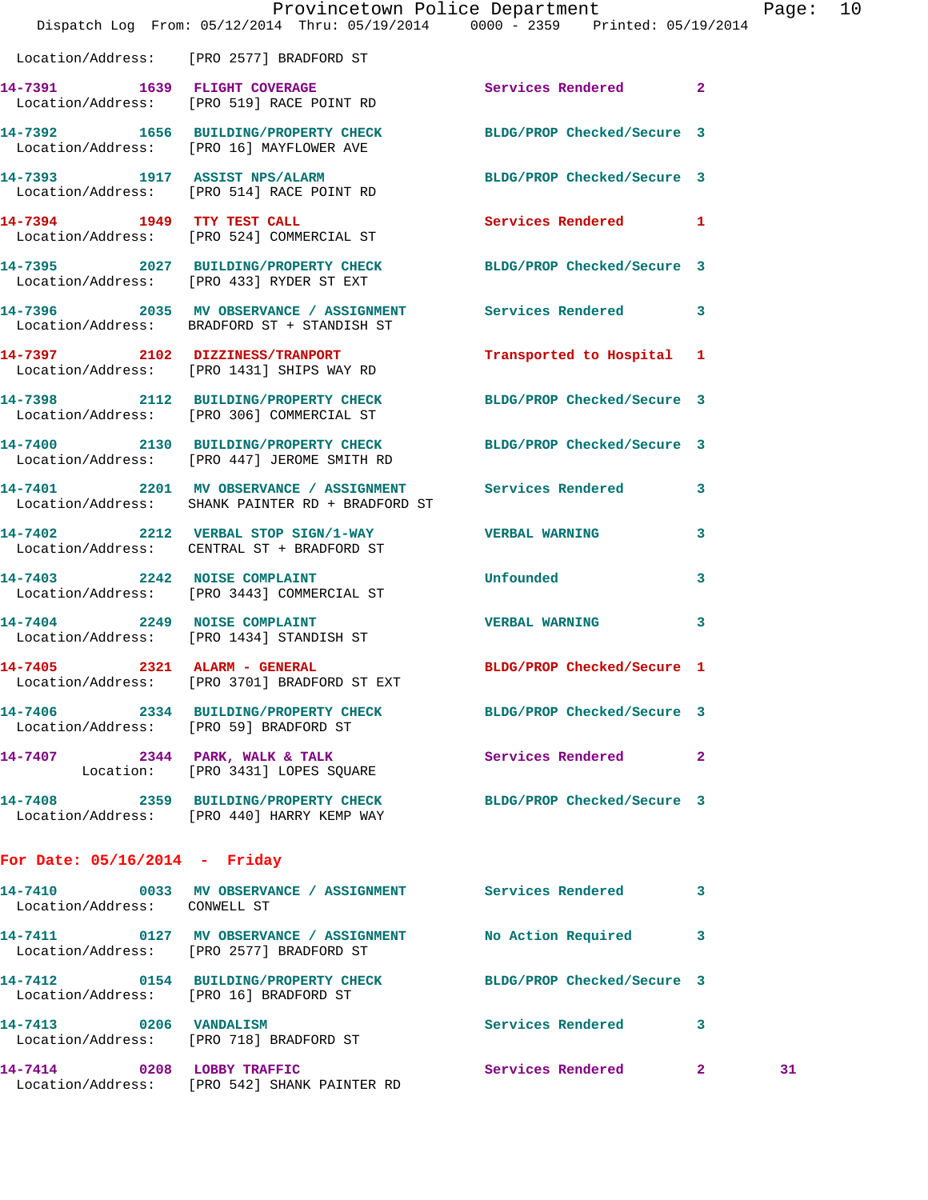Location/Address: [PRO 2577] BRADFORD ST

**14-7391 1639 FLIGHT COVERAGE** Services Rendered 2
Location/Address: [PRO 519] RACE POINT RD

**14-7392 1656 BUILDING/PROPERTY CHECK** BLDG/PROP Checked/Secure 3
Location/Address: [PRO 16] MAYFLOWER AVE

**14-7393 1917 ASSIST NPS/ALARM** BLDG/PROP Checked/Secure 3
Location/Address: [PRO 514] RACE POINT RD

**14-7394 1949 TTY TEST CALL** Services Rendered 1
Location/Address: [PRO 524] COMMERCIAL ST

**14-7395 2027 BUILDING/PROPERTY CHECK** BLDG/PROP Checked/Secure 3
Location/Address: [PRO 433] RYDER ST EXT

**14-7396 2035 MV OBSERVANCE / ASSIGNMENT** Services Rendered 3
Location/Address: BRADFORD ST + STANDISH ST

**14-7397 2102 DIZZINESS/TRANPORT** Transported to Hospital 1
Location/Address: [PRO 1431] SHIPS WAY RD

**14-7398 2112 BUILDING/PROPERTY CHECK** BLDG/PROP Checked/Secure 3
Location/Address: [PRO 306] COMMERCIAL ST

**14-7400 2130 BUILDING/PROPERTY CHECK** BLDG/PROP Checked/Secure 3
Location/Address: [PRO 447] JEROME SMITH RD

**14-7401 2201 MV OBSERVANCE / ASSIGNMENT** Services Rendered 3
Location/Address: SHANK PAINTER RD + BRADFORD ST

**14-7402 2212 VERBAL STOP SIGN/1-WAY** VERBAL WARNING 3
Location/Address: CENTRAL ST + BRADFORD ST

**14-7403 2242 NOISE COMPLAINT** Unfounded 3
Location/Address: [PRO 3443] COMMERCIAL ST

**14-7404 2249 NOISE COMPLAINT** VERBAL WARNING 3
Location/Address: [PRO 1434] STANDISH ST

**14-7405 2321 ALARM - GENERAL** BLDG/PROP Checked/Secure 1
Location/Address: [PRO 3701] BRADFORD ST EXT

**14-7406 2334 BUILDING/PROPERTY CHECK** BLDG/PROP Checked/Secure 3
Location/Address: [PRO 59] BRADFORD ST

**14-7407 2344 PARK, WALK & TALK** Services Rendered 2
Location: [PRO 3431] LOPES SQUARE

**14-7408 2359 BUILDING/PROPERTY CHECK** BLDG/PROP Checked/Secure 3
Location/Address: [PRO 440] HARRY KEMP WAY

## For Date: 05/16/2014 - Friday

**14-7410 0033 MV OBSERVANCE / ASSIGNMENT** Services Rendered 3
Location/Address: CONWELL ST

**14-7411 0127 MV OBSERVANCE / ASSIGNMENT** No Action Required 3
Location/Address: [PRO 2577] BRADFORD ST

**14-7412 0154 BUILDING/PROPERTY CHECK** BLDG/PROP Checked/Secure 3
Location/Address: [PRO 16] BRADFORD ST

**14-7413 0206 VANDALISM** Services Rendered 3
Location/Address: [PRO 718] BRADFORD ST

**14-7414 0208 LOBBY TRAFFIC** Services Rendered 2 31
Location/Address: [PRO 542] SHANK PAINTER RD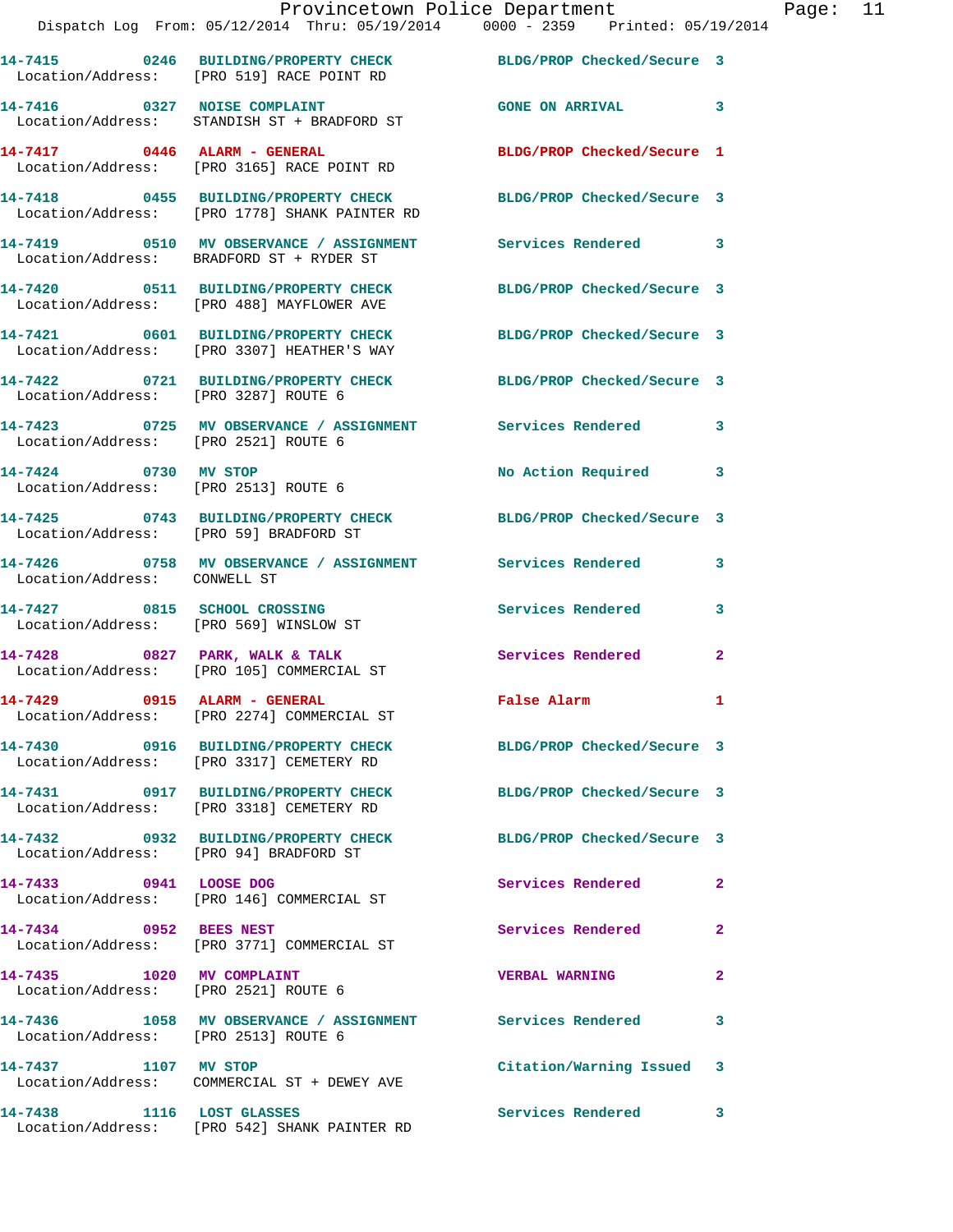14-7415 0246 BUILDING/PROPERTY CHECK BLDG/PROP Checked/Secure 3
Location/Address: [PRO 519] RACE POINT RD

14-7416 0327 NOISE COMPLAINT GONE ON ARRIVAL 3
Location/Address: STANDISH ST + BRADFORD ST

14-7417 0446 ALARM - GENERAL BLDG/PROP Checked/Secure 1
Location/Address: [PRO 3165] RACE POINT RD

14-7418 0455 BUILDING/PROPERTY CHECK BLDG/PROP Checked/Secure 3
Location/Address: [PRO 1778] SHANK PAINTER RD

14-7419 0510 MV OBSERVANCE / ASSIGNMENT Services Rendered 3
Location/Address: BRADFORD ST + RYDER ST

14-7420 0511 BUILDING/PROPERTY CHECK BLDG/PROP Checked/Secure 3
Location/Address: [PRO 488] MAYFLOWER AVE

14-7421 0601 BUILDING/PROPERTY CHECK BLDG/PROP Checked/Secure 3
Location/Address: [PRO 3307] HEATHER'S WAY

14-7422 0721 BUILDING/PROPERTY CHECK BLDG/PROP Checked/Secure 3
Location/Address: [PRO 3287] ROUTE 6

14-7423 0725 MV OBSERVANCE / ASSIGNMENT Services Rendered 3
Location/Address: [PRO 2521] ROUTE 6

14-7424 0730 MV STOP No Action Required 3
Location/Address: [PRO 2513] ROUTE 6

14-7425 0743 BUILDING/PROPERTY CHECK BLDG/PROP Checked/Secure 3
Location/Address: [PRO 59] BRADFORD ST

14-7426 0758 MV OBSERVANCE / ASSIGNMENT Services Rendered 3
Location/Address: CONWELL ST

14-7427 0815 SCHOOL CROSSING Services Rendered 3
Location/Address: [PRO 569] WINSLOW ST

14-7428 0827 PARK, WALK & TALK Services Rendered 2
Location/Address: [PRO 105] COMMERCIAL ST

14-7429 0915 ALARM - GENERAL False Alarm 1
Location/Address: [PRO 2274] COMMERCIAL ST

14-7430 0916 BUILDING/PROPERTY CHECK BLDG/PROP Checked/Secure 3
Location/Address: [PRO 3317] CEMETERY RD

14-7431 0917 BUILDING/PROPERTY CHECK BLDG/PROP Checked/Secure 3
Location/Address: [PRO 3318] CEMETERY RD

14-7432 0932 BUILDING/PROPERTY CHECK BLDG/PROP Checked/Secure 3
Location/Address: [PRO 94] BRADFORD ST

14-7433 0941 LOOSE DOG Services Rendered 2
Location/Address: [PRO 146] COMMERCIAL ST

14-7434 0952 BEES NEST Services Rendered 2
Location/Address: [PRO 3771] COMMERCIAL ST

14-7435 1020 MV COMPLAINT VERBAL WARNING 2
Location/Address: [PRO 2521] ROUTE 6

14-7436 1058 MV OBSERVANCE / ASSIGNMENT Services Rendered 3
Location/Address: [PRO 2513] ROUTE 6

14-7437 1107 MV STOP Citation/Warning Issued 3
Location/Address: COMMERCIAL ST + DEWEY AVE

14-7438 1116 LOST GLASSES Services Rendered 3
Location/Address: [PRO 542] SHANK PAINTER RD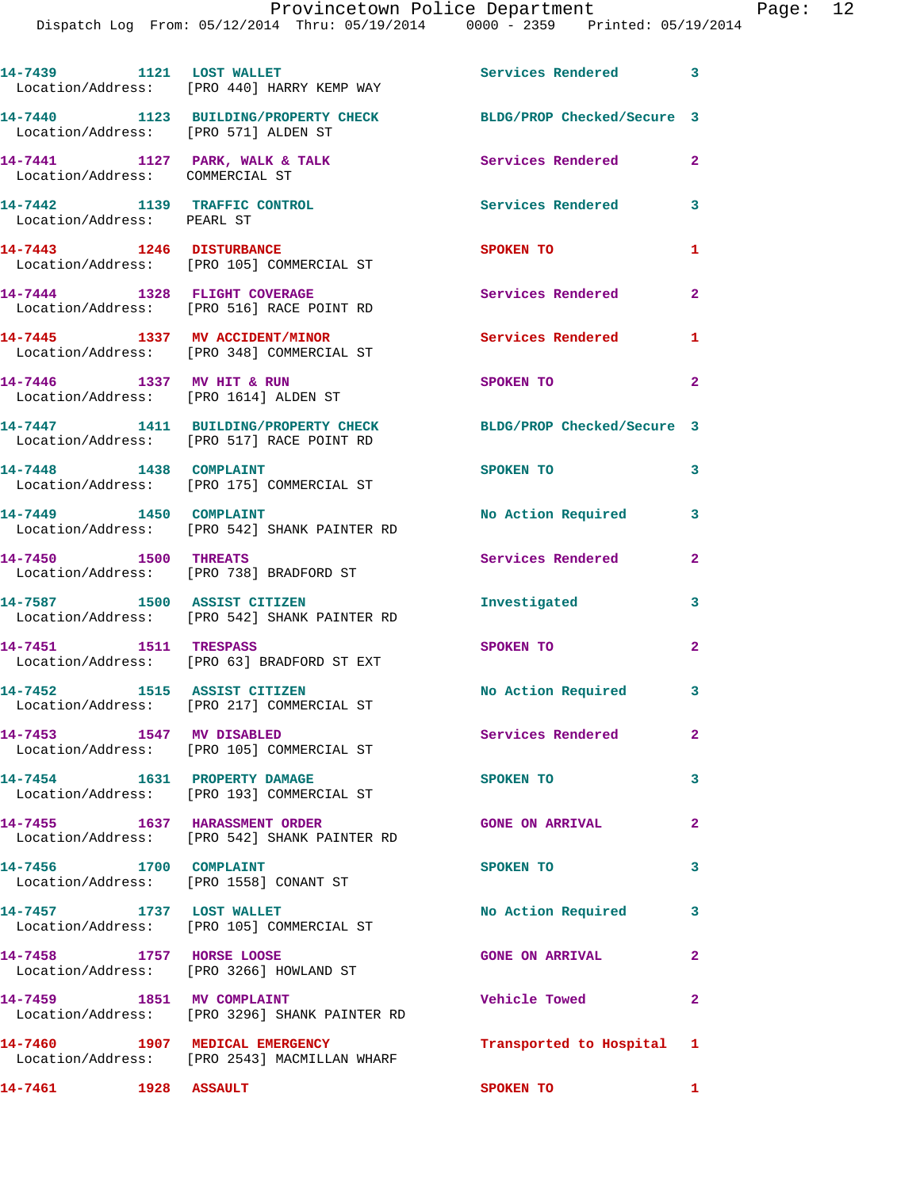14-7439 1121 LOST WALLET Services Rendered 3
Location/Address: [PRO 440] HARRY KEMP WAY

14-7440 1123 BUILDING/PROPERTY CHECK BLDG/PROP Checked/Secure 3
Location/Address: [PRO 571] ALDEN ST

14-7441 1127 PARK, WALK & TALK Services Rendered 2
Location/Address: COMMERCIAL ST

14-7442 1139 TRAFFIC CONTROL Services Rendered 3
Location/Address: PEARL ST

14-7443 1246 DISTURBANCE SPOKEN TO 1
Location/Address: [PRO 105] COMMERCIAL ST

14-7444 1328 FLIGHT COVERAGE Services Rendered 2
Location/Address: [PRO 516] RACE POINT RD

14-7445 1337 MV ACCIDENT/MINOR Services Rendered 1
Location/Address: [PRO 348] COMMERCIAL ST

14-7446 1337 MV HIT & RUN SPOKEN TO 2
Location/Address: [PRO 1614] ALDEN ST

14-7447 1411 BUILDING/PROPERTY CHECK BLDG/PROP Checked/Secure 3
Location/Address: [PRO 517] RACE POINT RD

14-7448 1438 COMPLAINT SPOKEN TO 3
Location/Address: [PRO 175] COMMERCIAL ST

14-7449 1450 COMPLAINT No Action Required 3
Location/Address: [PRO 542] SHANK PAINTER RD

14-7450 1500 THREATS Services Rendered 2
Location/Address: [PRO 738] BRADFORD ST

14-7587 1500 ASSIST CITIZEN Investigated 3
Location/Address: [PRO 542] SHANK PAINTER RD

14-7451 1511 TRESPASS SPOKEN TO 2
Location/Address: [PRO 63] BRADFORD ST EXT

14-7452 1515 ASSIST CITIZEN No Action Required 3
Location/Address: [PRO 217] COMMERCIAL ST

14-7453 1547 MV DISABLED Services Rendered 2
Location/Address: [PRO 105] COMMERCIAL ST

14-7454 1631 PROPERTY DAMAGE SPOKEN TO 3
Location/Address: [PRO 193] COMMERCIAL ST

14-7455 1637 HARASSMENT ORDER GONE ON ARRIVAL 2
Location/Address: [PRO 542] SHANK PAINTER RD

14-7456 1700 COMPLAINT SPOKEN TO 3
Location/Address: [PRO 1558] CONANT ST

14-7457 1737 LOST WALLET No Action Required 3
Location/Address: [PRO 105] COMMERCIAL ST

14-7458 1757 HORSE LOOSE GONE ON ARRIVAL 2
Location/Address: [PRO 3266] HOWLAND ST

14-7459 1851 MV COMPLAINT Vehicle Towed 2
Location/Address: [PRO 3296] SHANK PAINTER RD

14-7460 1907 MEDICAL EMERGENCY Transported to Hospital 1
Location/Address: [PRO 2543] MACMILLAN WHARF

14-7461 1928 ASSAULT SPOKEN TO 1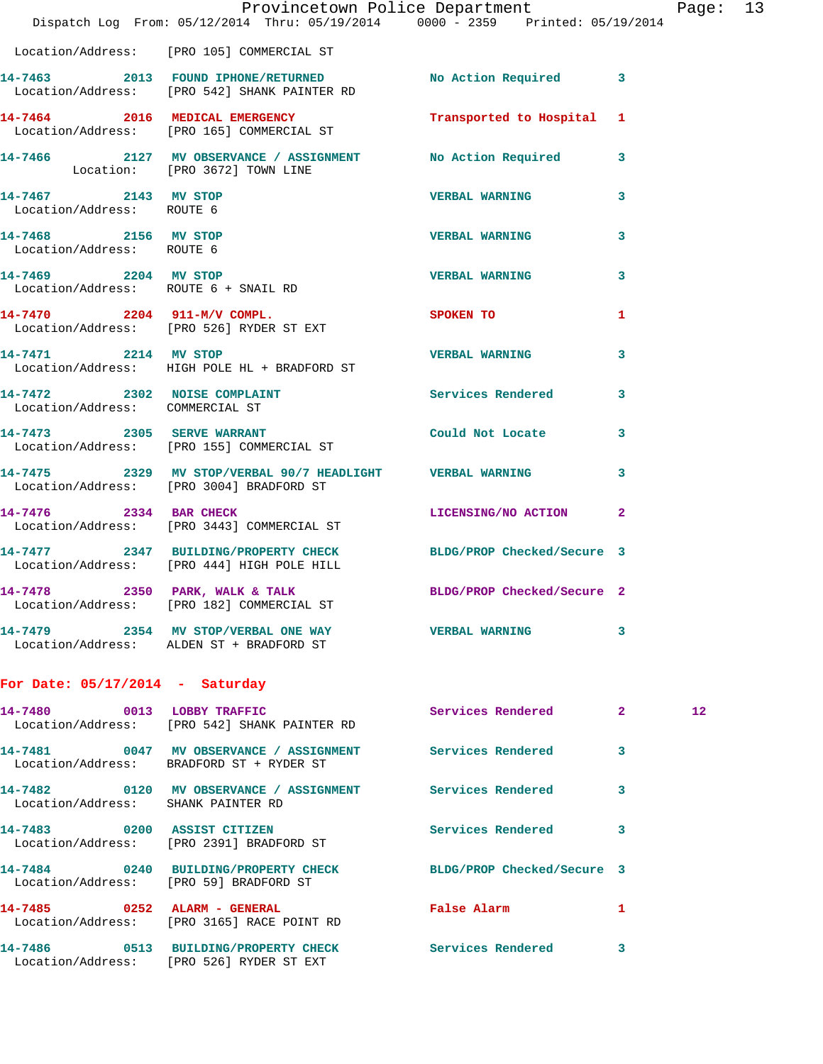Location/Address: [PRO 105] COMMERCIAL ST

| Call # | Time | Call Reason | Action | Priority | |
|---|---|---|---|---|---|
| 14-7463 | 2013 | FOUND IPHONE/RETURNED | No Action Required | 3 | |
| | | Location/Address: [PRO 542] SHANK PAINTER RD | | | |
| 14-7464 | 2016 | MEDICAL EMERGENCY | Transported to Hospital | 1 | |
| | | Location/Address: [PRO 165] COMMERCIAL ST | | | |
| 14-7466 | 2127 | MV OBSERVANCE / ASSIGNMENT | No Action Required | 3 | |
| | | Location: [PRO 3672] TOWN LINE | | | |
| 14-7467 | 2143 | MV STOP | VERBAL WARNING | 3 | |
| | | Location/Address: ROUTE 6 | | | |
| 14-7468 | 2156 | MV STOP | VERBAL WARNING | 3 | |
| | | Location/Address: ROUTE 6 | | | |
| 14-7469 | 2204 | MV STOP | VERBAL WARNING | 3 | |
| | | Location/Address: ROUTE 6 + SNAIL RD | | | |
| 14-7470 | 2204 | 911-M/V COMPL. | SPOKEN TO | 1 | |
| | | Location/Address: [PRO 526] RYDER ST EXT | | | |
| 14-7471 | 2214 | MV STOP | VERBAL WARNING | 3 | |
| | | Location/Address: HIGH POLE HL + BRADFORD ST | | | |
| 14-7472 | 2302 | NOISE COMPLAINT | Services Rendered | 3 | |
| | | Location/Address: COMMERCIAL ST | | | |
| 14-7473 | 2305 | SERVE WARRANT | Could Not Locate | 3 | |
| | | Location/Address: [PRO 155] COMMERCIAL ST | | | |
| 14-7475 | 2329 | MV STOP/VERBAL 90/7 HEADLIGHT | VERBAL WARNING | 3 | |
| | | Location/Address: [PRO 3004] BRADFORD ST | | | |
| 14-7476 | 2334 | BAR CHECK | LICENSING/NO ACTION | 2 | |
| | | Location/Address: [PRO 3443] COMMERCIAL ST | | | |
| 14-7477 | 2347 | BUILDING/PROPERTY CHECK | BLDG/PROP Checked/Secure | 3 | |
| | | Location/Address: [PRO 444] HIGH POLE HILL | | | |
| 14-7478 | 2350 | PARK, WALK & TALK | BLDG/PROP Checked/Secure | 2 | |
| | | Location/Address: [PRO 182] COMMERCIAL ST | | | |
| 14-7479 | 2354 | MV STOP/VERBAL ONE WAY | VERBAL WARNING | 3 | |
| | | Location/Address: ALDEN ST + BRADFORD ST | | | |

**For Date: 05/17/2014 - Saturday**

| Call # | Time | Call Reason | Action | Priority | |
|---|---|---|---|---|---|
| 14-7480 | 0013 | LOBBY TRAFFIC | Services Rendered | 2 | 12 |
| | | Location/Address: [PRO 542] SHANK PAINTER RD | | | |
| 14-7481 | 0047 | MV OBSERVANCE / ASSIGNMENT | Services Rendered | 3 | |
| | | Location/Address: BRADFORD ST + RYDER ST | | | |
| 14-7482 | 0120 | MV OBSERVANCE / ASSIGNMENT | Services Rendered | 3 | |
| | | Location/Address: SHANK PAINTER RD | | | |
| 14-7483 | 0200 | ASSIST CITIZEN | Services Rendered | 3 | |
| | | Location/Address: [PRO 2391] BRADFORD ST | | | |
| 14-7484 | 0240 | BUILDING/PROPERTY CHECK | BLDG/PROP Checked/Secure | 3 | |
| | | Location/Address: [PRO 59] BRADFORD ST | | | |
| 14-7485 | 0252 | ALARM - GENERAL | False Alarm | 1 | |
| | | Location/Address: [PRO 3165] RACE POINT RD | | | |
| 14-7486 | 0513 | BUILDING/PROPERTY CHECK | Services Rendered | 3 | |
| | | Location/Address: [PRO 526] RYDER ST EXT | | | |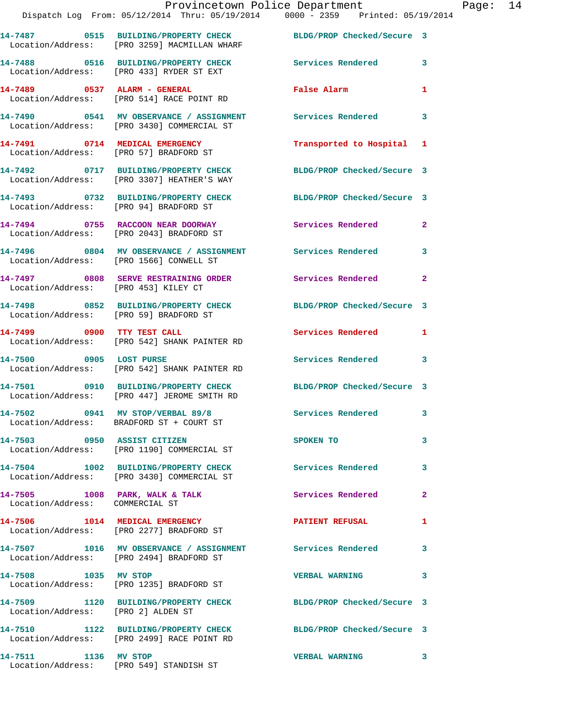**14-7487 0515 BUILDING/PROPERTY CHECK** — BLDG/PROP Checked/Secure 3
Location/Address: [PRO 3259] MACMILLAN WHARF

**14-7488 0516 BUILDING/PROPERTY CHECK** — Services Rendered 3
Location/Address: [PRO 433] RYDER ST EXT

**14-7489 0537 ALARM - GENERAL** — False Alarm 1
Location/Address: [PRO 514] RACE POINT RD

**14-7490 0541 MV OBSERVATION / ASSIGNMENT** — Services Rendered 3
Location/Address: [PRO 3430] COMMERCIAL ST

**14-7491 0714 MEDICAL EMERGENCY** — Transported to Hospital 1
Location/Address: [PRO 57] BRADFORD ST

**14-7492 0717 BUILDING/PROPERTY CHECK** — BLDG/PROP Checked/Secure 3
Location/Address: [PRO 3307] HEATHER'S WAY

**14-7493 0732 BUILDING/PROPERTY CHECK** — BLDG/PROP Checked/Secure 3
Location/Address: [PRO 94] BRADFORD ST

**14-7494 0755 RACCOON NEAR DOORWAY** — Services Rendered 2
Location/Address: [PRO 2043] BRADFORD ST

**14-7496 0804 MV OBSERVATION / ASSIGNMENT** — Services Rendered 3
Location/Address: [PRO 1566] CONWELL ST

**14-7497 0808 SERVE RESTRAINING ORDER** — Services Rendered 2
Location/Address: [PRO 453] KILEY CT

**14-7498 0852 BUILDING/PROPERTY CHECK** — BLDG/PROP Checked/Secure 3
Location/Address: [PRO 59] BRADFORD ST

**14-7499 0900 TTY TEST CALL** — Services Rendered 1
Location/Address: [PRO 542] SHANK PAINTER RD

**14-7500 0905 LOST PURSE** — Services Rendered 3
Location/Address: [PRO 542] SHANK PAINTER RD

**14-7501 0910 BUILDING/PROPERTY CHECK** — BLDG/PROP Checked/Secure 3
Location/Address: [PRO 447] JEROME SMITH RD

**14-7502 0941 MV STOP/VERBAL 89/8** — Services Rendered 3
Location/Address: BRADFORD ST + COURT ST

**14-7503 0950 ASSIST CITIZEN** — SPOKEN TO 3
Location/Address: [PRO 1190] COMMERCIAL ST

**14-7504 1002 BUILDING/PROPERTY CHECK** — Services Rendered 3
Location/Address: [PRO 3430] COMMERCIAL ST

**14-7505 1008 PARK, WALK & TALK** — Services Rendered 2
Location/Address: COMMERCIAL ST

**14-7506 1014 MEDICAL EMERGENCY** — PATIENT REFUSAL 1
Location/Address: [PRO 2277] BRADFORD ST

**14-7507 1016 MV OBSERVATION / ASSIGNMENT** — Services Rendered 3
Location/Address: [PRO 2494] BRADFORD ST

**14-7508 1035 MV STOP** — VERBAL WARNING 3
Location/Address: [PRO 1235] BRADFORD ST

**14-7509 1120 BUILDING/PROPERTY CHECK** — BLDG/PROP Checked/Secure 3
Location/Address: [PRO 2] ALDEN ST

**14-7510 1122 BUILDING/PROPERTY CHECK** — BLDG/PROP Checked/Secure 3
Location/Address: [PRO 2499] RACE POINT RD

**14-7511 1136 MV STOP** — VERBAL WARNING 3
Location/Address: [PRO 549] STANDISH ST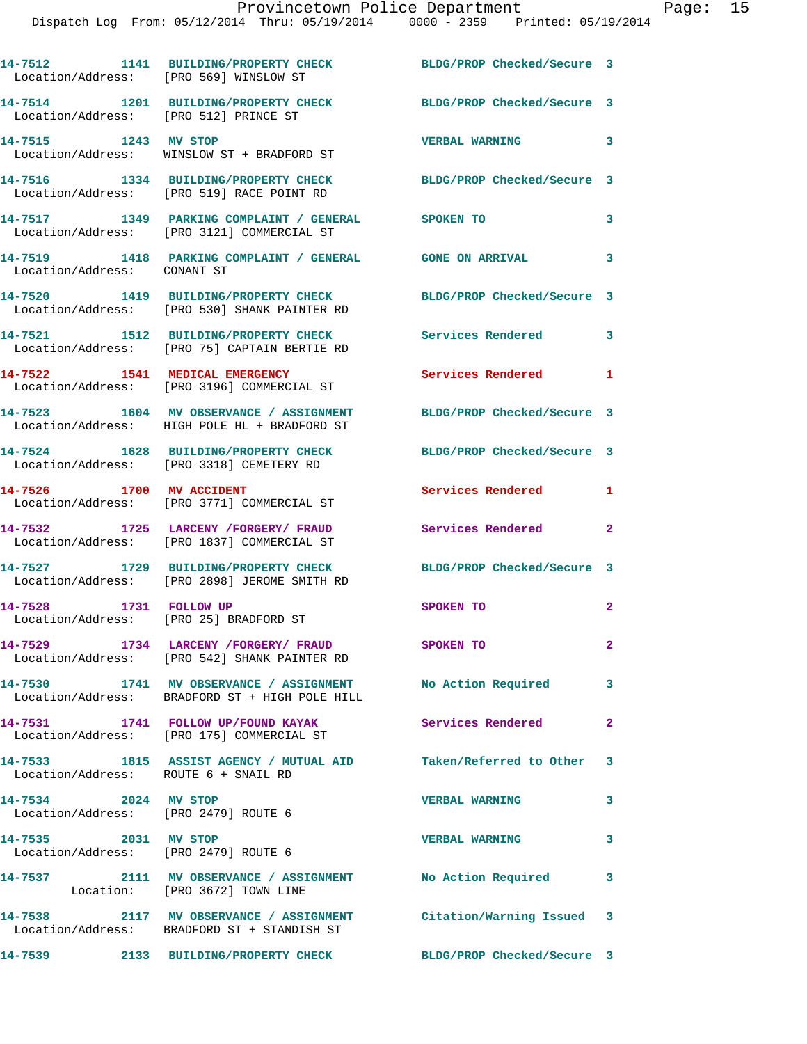14-7512 1141 BUILDING/PROPERTY CHECK BLDG/PROP Checked/Secure 3
Location/Address: [PRO 569] WINSLOW ST

14-7514 1201 BUILDING/PROPERTY CHECK BLDG/PROP Checked/Secure 3
Location/Address: [PRO 512] PRINCE ST

14-7515 1243 MV STOP VERBAL WARNING 3
Location/Address: WINSLOW ST + BRADFORD ST

14-7516 1334 BUILDING/PROPERTY CHECK BLDG/PROP Checked/Secure 3
Location/Address: [PRO 519] RACE POINT RD

14-7517 1349 PARKING COMPLAINT / GENERAL SPOKEN TO 3
Location/Address: [PRO 3121] COMMERCIAL ST

14-7519 1418 PARKING COMPLAINT / GENERAL GONE ON ARRIVAL 3
Location/Address: CONANT ST

14-7520 1419 BUILDING/PROPERTY CHECK BLDG/PROP Checked/Secure 3
Location/Address: [PRO 530] SHANK PAINTER RD

14-7521 1512 BUILDING/PROPERTY CHECK Services Rendered 3
Location/Address: [PRO 75] CAPTAIN BERTIE RD

14-7522 1541 MEDICAL EMERGENCY Services Rendered 1
Location/Address: [PRO 3196] COMMERCIAL ST

14-7523 1604 MV OBSERVANCE / ASSIGNMENT BLDG/PROP Checked/Secure 3
Location/Address: HIGH POLE HL + BRADFORD ST

14-7524 1628 BUILDING/PROPERTY CHECK BLDG/PROP Checked/Secure 3
Location/Address: [PRO 3318] CEMETERY RD

14-7526 1700 MV ACCIDENT Services Rendered 1
Location/Address: [PRO 3771] COMMERCIAL ST

14-7532 1725 LARCENY /FORGERY/ FRAUD Services Rendered 2
Location/Address: [PRO 1837] COMMERCIAL ST

14-7527 1729 BUILDING/PROPERTY CHECK BLDG/PROP Checked/Secure 3
Location/Address: [PRO 2898] JEROME SMITH RD

14-7528 1731 FOLLOW UP SPOKEN TO 2
Location/Address: [PRO 25] BRADFORD ST

14-7529 1734 LARCENY /FORGERY/ FRAUD SPOKEN TO 2
Location/Address: [PRO 542] SHANK PAINTER RD

14-7530 1741 MV OBSERVANCE / ASSIGNMENT No Action Required 3
Location/Address: BRADFORD ST + HIGH POLE HILL

14-7531 1741 FOLLOW UP/FOUND KAYAK Services Rendered 2
Location/Address: [PRO 175] COMMERCIAL ST

14-7533 1815 ASSIST AGENCY / MUTUAL AID Taken/Referred to Other 3
Location/Address: ROUTE 6 + SNAIL RD

14-7534 2024 MV STOP VERBAL WARNING 3
Location/Address: [PRO 2479] ROUTE 6

14-7535 2031 MV STOP VERBAL WARNING 3
Location/Address: [PRO 2479] ROUTE 6

14-7537 2111 MV OBSERVANCE / ASSIGNMENT No Action Required 3
Location: [PRO 3672] TOWN LINE

14-7538 2117 MV OBSERVANCE / ASSIGNMENT Citation/Warning Issued 3
Location/Address: BRADFORD ST + STANDISH ST

14-7539 2133 BUILDING/PROPERTY CHECK BLDG/PROP Checked/Secure 3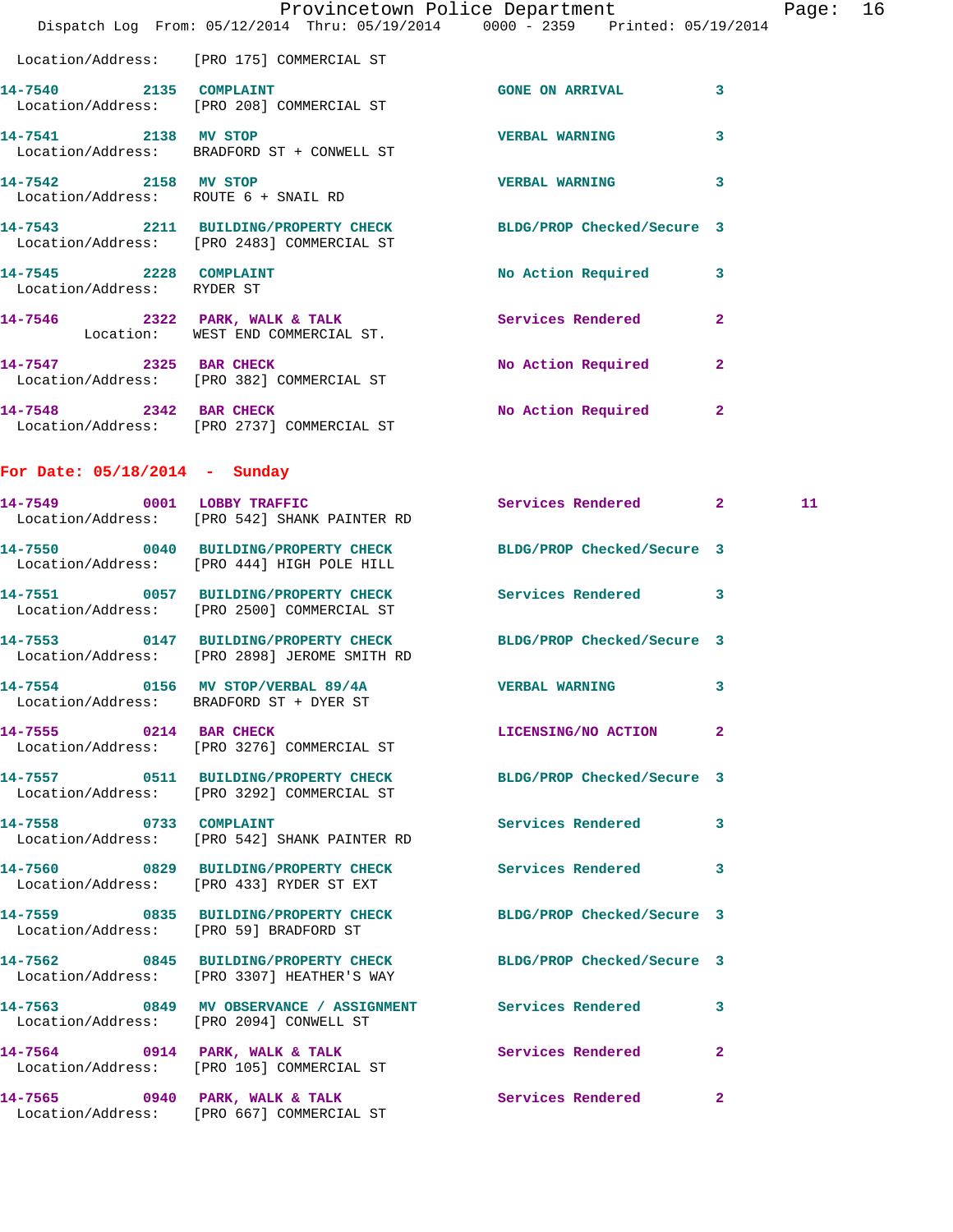Location/Address: [PRO 175] COMMERCIAL ST

| Call # | Time | Call Type | Disposition | Priority | |
|---|---|---|---|---|---|
| 14-7540 | 2135 | COMPLAINT | GONE ON ARRIVAL | 3 | |
| | | Location/Address: [PRO 208] COMMERCIAL ST | | | |
| 14-7541 | 2138 | MV STOP | VERBAL WARNING | 3 | |
| | | Location/Address: BRADFORD ST + CONWELL ST | | | |
| 14-7542 | 2158 | MV STOP | VERBAL WARNING | 3 | |
| | | Location/Address: ROUTE 6 + SNAIL RD | | | |
| 14-7543 | 2211 | BUILDING/PROPERTY CHECK | BLDG/PROP Checked/Secure | 3 | |
| | | Location/Address: [PRO 2483] COMMERCIAL ST | | | |
| 14-7545 | 2228 | COMPLAINT | No Action Required | 3 | |
| | | Location/Address: RYDER ST | | | |
| 14-7546 | 2322 | PARK, WALK & TALK | Services Rendered | 2 | |
| | | Location: WEST END COMMERCIAL ST. | | | |
| 14-7547 | 2325 | BAR CHECK | No Action Required | 2 | |
| | | Location/Address: [PRO 382] COMMERCIAL ST | | | |
| 14-7548 | 2342 | BAR CHECK | No Action Required | 2 | |
| | | Location/Address: [PRO 2737] COMMERCIAL ST | | | |

## For Date: 05/18/2014 - Sunday

| Call # | Time | Call Type | Disposition | Priority | |
|---|---|---|---|---|---|
| 14-7549 | 0001 | LOBBY TRAFFIC | Services Rendered | 2 | 11 |
| | | Location/Address: [PRO 542] SHANK PAINTER RD | | | |
| 14-7550 | 0040 | BUILDING/PROPERTY CHECK | BLDG/PROP Checked/Secure | 3 | |
| | | Location/Address: [PRO 444] HIGH POLE HILL | | | |
| 14-7551 | 0057 | BUILDING/PROPERTY CHECK | Services Rendered | 3 | |
| | | Location/Address: [PRO 2500] COMMERCIAL ST | | | |
| 14-7553 | 0147 | BUILDING/PROPERTY CHECK | BLDG/PROP Checked/Secure | 3 | |
| | | Location/Address: [PRO 2898] JEROME SMITH RD | | | |
| 14-7554 | 0156 | MV STOP/VERBAL 89/4A | VERBAL WARNING | 3 | |
| | | Location/Address: BRADFORD ST + DYER ST | | | |
| 14-7555 | 0214 | BAR CHECK | LICENSING/NO ACTION | 2 | |
| | | Location/Address: [PRO 3276] COMMERCIAL ST | | | |
| 14-7557 | 0511 | BUILDING/PROPERTY CHECK | BLDG/PROP Checked/Secure | 3 | |
| | | Location/Address: [PRO 3292] COMMERCIAL ST | | | |
| 14-7558 | 0733 | COMPLAINT | Services Rendered | 3 | |
| | | Location/Address: [PRO 542] SHANK PAINTER RD | | | |
| 14-7560 | 0829 | BUILDING/PROPERTY CHECK | Services Rendered | 3 | |
| | | Location/Address: [PRO 433] RYDER ST EXT | | | |
| 14-7559 | 0835 | BUILDING/PROPERTY CHECK | BLDG/PROP Checked/Secure | 3 | |
| | | Location/Address: [PRO 59] BRADFORD ST | | | |
| 14-7562 | 0845 | BUILDING/PROPERTY CHECK | BLDG/PROP Checked/Secure | 3 | |
| | | Location/Address: [PRO 3307] HEATHER'S WAY | | | |
| 14-7563 | 0849 | MV OBSERVANCE / ASSIGNMENT | Services Rendered | 3 | |
| | | Location/Address: [PRO 2094] CONWELL ST | | | |
| 14-7564 | 0914 | PARK, WALK & TALK | Services Rendered | 2 | |
| | | Location/Address: [PRO 105] COMMERCIAL ST | | | |
| 14-7565 | 0940 | PARK, WALK & TALK | Services Rendered | 2 | |
| | | Location/Address: [PRO 667] COMMERCIAL ST | | | |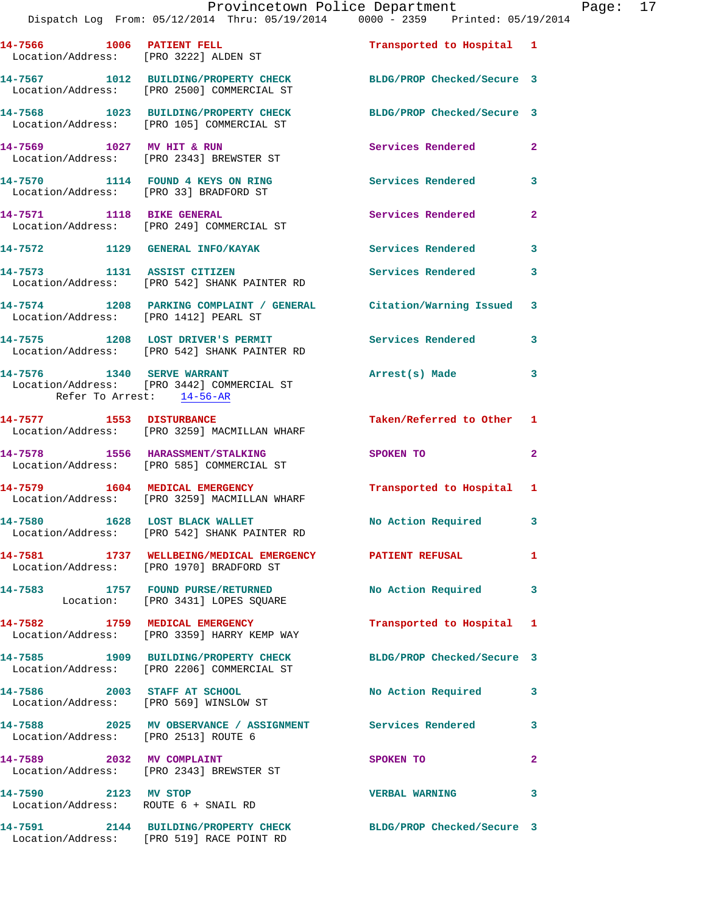14-7566 1006 PATIENT FELL Transported to Hospital 1
Location/Address: [PRO 3222] ALDEN ST

14-7567 1012 BUILDING/PROPERTY CHECK BLDG/PROP Checked/Secure 3
Location/Address: [PRO 2500] COMMERCIAL ST

14-7568 1023 BUILDING/PROPERTY CHECK BLDG/PROP Checked/Secure 3
Location/Address: [PRO 105] COMMERCIAL ST

14-7569 1027 MV HIT & RUN Services Rendered 2
Location/Address: [PRO 2343] BREWSTER ST

14-7570 1114 FOUND 4 KEYS ON RING Services Rendered 3
Location/Address: [PRO 33] BRADFORD ST

14-7571 1118 BIKE GENERAL Services Rendered 2
Location/Address: [PRO 249] COMMERCIAL ST

14-7572 1129 GENERAL INFO/KAYAK Services Rendered 3

14-7573 1131 ASSIST CITIZEN Services Rendered 3
Location/Address: [PRO 542] SHANK PAINTER RD

14-7574 1208 PARKING COMPLAINT / GENERAL Citation/Warning Issued 3
Location/Address: [PRO 1412] PEARL ST

14-7575 1208 LOST DRIVER'S PERMIT Services Rendered 3
Location/Address: [PRO 542] SHANK PAINTER RD

14-7576 1340 SERVE WARRANT Arrest(s) Made 3
Location/Address: [PRO 3442] COMMERCIAL ST
Refer To Arrest: 14-56-AR

14-7577 1553 DISTURBANCE Taken/Referred to Other 1
Location/Address: [PRO 3259] MACMILLAN WHARF

14-7578 1556 HARASSMENT/STALKING SPOKEN TO 2
Location/Address: [PRO 585] COMMERCIAL ST

14-7579 1604 MEDICAL EMERGENCY Transported to Hospital 1
Location/Address: [PRO 3259] MACMILLAN WHARF

14-7580 1628 LOST BLACK WALLET No Action Required 3
Location/Address: [PRO 542] SHANK PAINTER RD

14-7581 1737 WELLBEING/MEDICAL EMERGENCY PATIENT REFUSAL 1
Location/Address: [PRO 1970] BRADFORD ST

14-7583 1757 FOUND PURSE/RETURNED No Action Required 3
Location: [PRO 3431] LOPES SQUARE

14-7582 1759 MEDICAL EMERGENCY Transported to Hospital 1
Location/Address: [PRO 3359] HARRY KEMP WAY

14-7585 1909 BUILDING/PROPERTY CHECK BLDG/PROP Checked/Secure 3
Location/Address: [PRO 2206] COMMERCIAL ST

14-7586 2003 STAFF AT SCHOOL No Action Required 3
Location/Address: [PRO 569] WINSLOW ST

14-7588 2025 MV OBSERVANCE / ASSIGNMENT Services Rendered 3
Location/Address: [PRO 2513] ROUTE 6

14-7589 2032 MV COMPLAINT SPOKEN TO 2
Location/Address: [PRO 2343] BREWSTER ST

14-7590 2123 MV STOP VERBAL WARNING 3
Location/Address: ROUTE 6 + SNAIL RD

14-7591 2144 BUILDING/PROPERTY CHECK BLDG/PROP Checked/Secure 3
Location/Address: [PRO 519] RACE POINT RD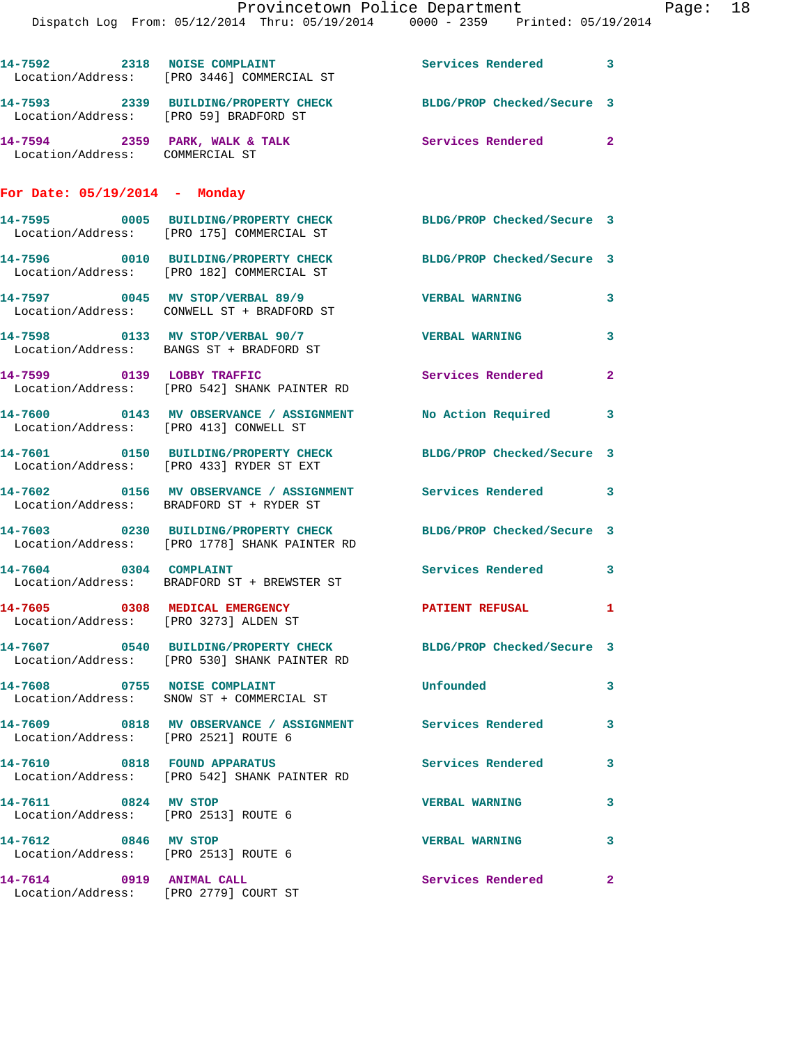14-7592 2318 NOISE COMPLAINT Services Rendered 3
Location/Address: [PRO 3446] COMMERCIAL ST

14-7593 2339 BUILDING/PROPERTY CHECK BLDG/PROP Checked/Secure 3
Location/Address: [PRO 59] BRADFORD ST

14-7594 2359 PARK, WALK & TALK Services Rendered 2
Location/Address: COMMERCIAL ST

**For Date: 05/19/2014 - Monday**

14-7595 0005 BUILDING/PROPERTY CHECK BLDG/PROP Checked/Secure 3
Location/Address: [PRO 175] COMMERCIAL ST

14-7596 0010 BUILDING/PROPERTY CHECK BLDG/PROP Checked/Secure 3
Location/Address: [PRO 182] COMMERCIAL ST

14-7597 0045 MV STOP/VERBAL 89/9 VERBAL WARNING 3
Location/Address: CONWELL ST + BRADFORD ST

14-7598 0133 MV STOP/VERBAL 90/7 VERBAL WARNING 3
Location/Address: BANGS ST + BRADFORD ST

14-7599 0139 LOBBY TRAFFIC Services Rendered 2
Location/Address: [PRO 542] SHANK PAINTER RD

14-7600 0143 MV OBSERVANCE / ASSIGNMENT No Action Required 3
Location/Address: [PRO 413] CONWELL ST

14-7601 0150 BUILDING/PROPERTY CHECK BLDG/PROP Checked/Secure 3
Location/Address: [PRO 433] RYDER ST EXT

14-7602 0156 MV OBSERVANCE / ASSIGNMENT Services Rendered 3
Location/Address: BRADFORD ST + RYDER ST

14-7603 0230 BUILDING/PROPERTY CHECK BLDG/PROP Checked/Secure 3
Location/Address: [PRO 1778] SHANK PAINTER RD

14-7604 0304 COMPLAINT Services Rendered 3
Location/Address: BRADFORD ST + BREWSTER ST

14-7605 0308 MEDICAL EMERGENCY PATIENT REFUSAL 1
Location/Address: [PRO 3273] ALDEN ST

14-7607 0540 BUILDING/PROPERTY CHECK BLDG/PROP Checked/Secure 3
Location/Address: [PRO 530] SHANK PAINTER RD

14-7608 0755 NOISE COMPLAINT Unfounded 3
Location/Address: SNOW ST + COMMERCIAL ST

14-7609 0818 MV OBSERVANCE / ASSIGNMENT Services Rendered 3
Location/Address: [PRO 2521] ROUTE 6

14-7610 0818 FOUND APPARATUS Services Rendered 3
Location/Address: [PRO 542] SHANK PAINTER RD

14-7611 0824 MV STOP VERBAL WARNING 3
Location/Address: [PRO 2513] ROUTE 6

14-7612 0846 MV STOP VERBAL WARNING 3
Location/Address: [PRO 2513] ROUTE 6

14-7614 0919 ANIMAL CALL Services Rendered 2
Location/Address: [PRO 2779] COURT ST